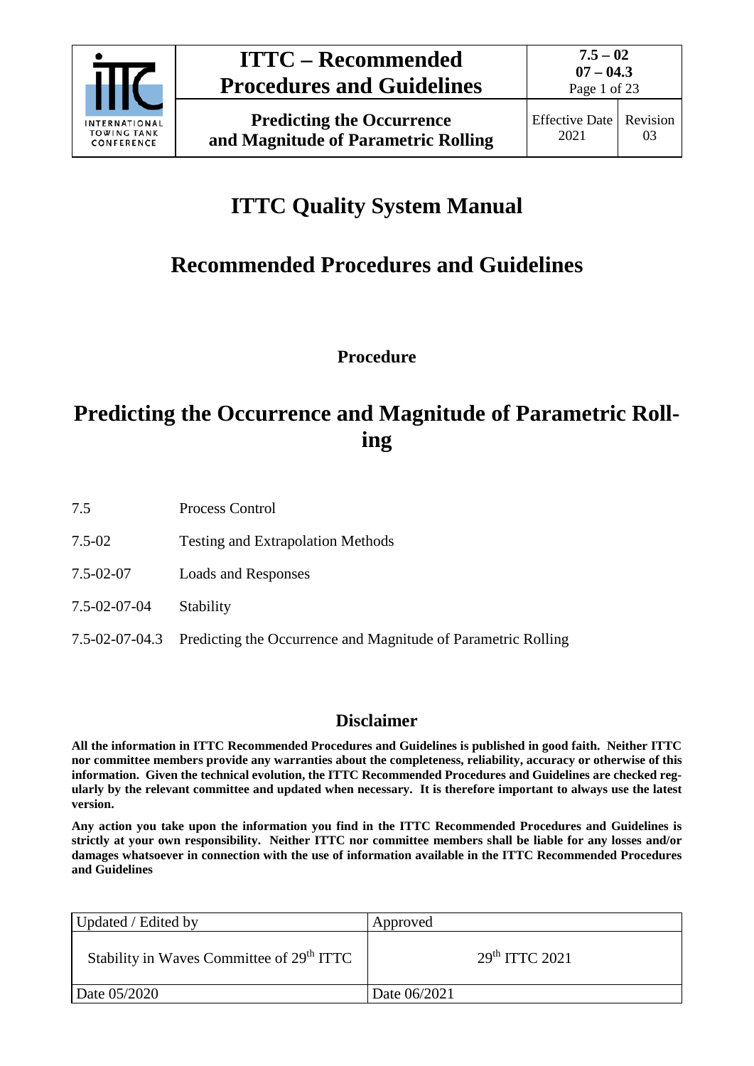# ITTC Quality System Manual

## Recommended Procedures and Guidelines

### Procedure

# Predicting the Occurrence and Magnitude of Parametric Rolling

| | |
|---|---|
| 7.5 | Process Control |
| 7.5-02 | Testing and Extrapolation Methods |
| 7.5-02-07 | Loads and Responses |
| 7.5-02-07-04 | Stability |
| 7.5-02-07-04.3 | Predicting the Occurrence and Magnitude of Parametric Rolling |

## Disclaimer

**All the information in ITTC Recommended Procedures and Guidelines is published in good faith. Neither ITTC nor committee members provide any warranties about the completeness, reliability, accuracy or otherwise of this information. Given the technical evolution, the ITTC Recommended Procedures and Guidelines are checked regularly by the relevant committee and updated when necessary. It is therefore important to always use the latest version.**

**Any action you take upon the information you find in the ITTC Recommended Procedures and Guidelines is strictly at your own responsibility. Neither ITTC nor committee members shall be liable for any losses and/or damages whatsoever in connection with the use of information available in the ITTC Recommended Procedures and Guidelines**

| Updated / Edited by | Approved |
|---|---|
| Stability in Waves Committee of 29th ITTC | 29th ITTC 2021 |
| Date 05/2020 | Date 06/2021 |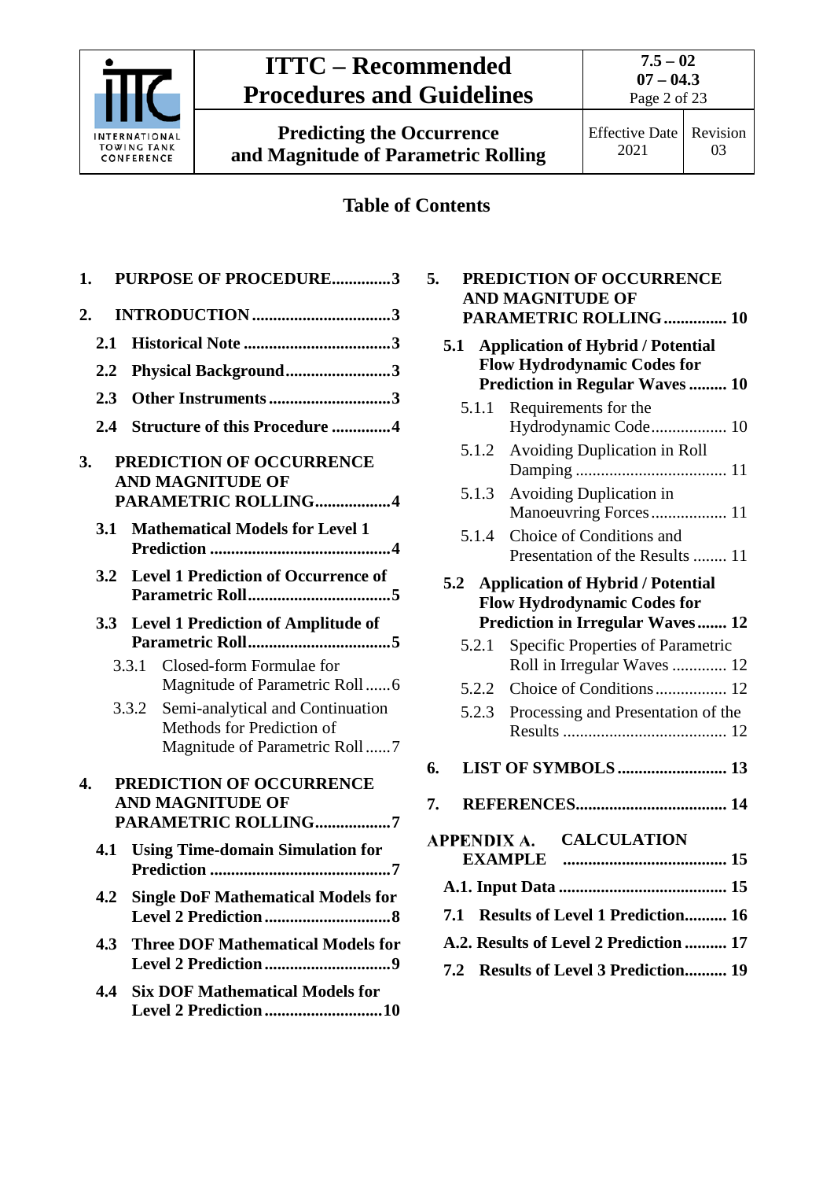## Table of Contents

1. **PURPOSE OF PROCEDURE** .............. 3
2. **INTRODUCTION** .............................. 3
   - **2.1 Historical Note** .............................. 3
   - **2.2 Physical Background** ......................... 3
   - **2.3 Other Instruments** ............................. 3
   - **2.4 Structure of this Procedure** .............. 4
3. **PREDICTION OF OCCURRENCE AND MAGNITUDE OF PARAMETRIC ROLLING** .................. 4
   - **3.1 Mathematical Models for Level 1 Prediction** ........................................... 4
   - **3.2 Level 1 Prediction of Occurrence of Parametric Roll** .................................. 5
   - **3.3 Level 1 Prediction of Amplitude of Parametric Roll** .................................. 5
     - 3.3.1 Closed-form Formulae for Magnitude of Parametric Roll ...... 6
     - 3.3.2 Semi-analytical and Continuation Methods for Prediction of Magnitude of Parametric Roll ...... 7
4. **PREDICTION OF OCCURRENCE AND MAGNITUDE OF PARAMETRIC ROLLING** .................. 7
   - **4.1 Using Time-domain Simulation for Prediction** ........................................... 7
   - **4.2 Single DoF Mathematical Models for Level 2 Prediction** ............................. 8
   - **4.3 Three DOF Mathematical Models for Level 2 Prediction** ............................. 9
   - **4.4 Six DOF Mathematical Models for Level 2 Prediction** ............................ 10
5. **PREDICTION OF OCCURRENCE AND MAGNITUDE OF PARAMETRIC ROLLING** ............... 10
   - **5.1 Application of Hybrid / Potential Flow Hydrodynamic Codes for Prediction in Regular Waves** ......... 10
     - 5.1.1 Requirements for the Hydrodynamic Code .................. 10
     - 5.1.2 Avoiding Duplication in Roll Damping .................................... 11
     - 5.1.3 Avoiding Duplication in Manoeuvring Forces .................. 11
     - 5.1.4 Choice of Conditions and Presentation of the Results ........ 11
   - **5.2 Application of Hybrid / Potential Flow Hydrodynamic Codes for Prediction in Irregular Waves** ....... 12
     - 5.2.1 Specific Properties of Parametric Roll in Irregular Waves ............. 12
     - 5.2.2 Choice of Conditions ................. 12
     - 5.2.3 Processing and Presentation of the Results ....................................... 12
6. **LIST OF SYMBOLS** .......................... 13
7. **REFERENCES** .................................... 14

**APPENDIX A. CALCULATION EXAMPLE** ....................................... 15

- **A.1. Input Data** ........................................ 15
- **7.1 Results of Level 1 Prediction** .......... 16
- **A.2. Results of Level 2 Prediction** .......... 17
- **7.2 Results of Level 3 Prediction** .......... 19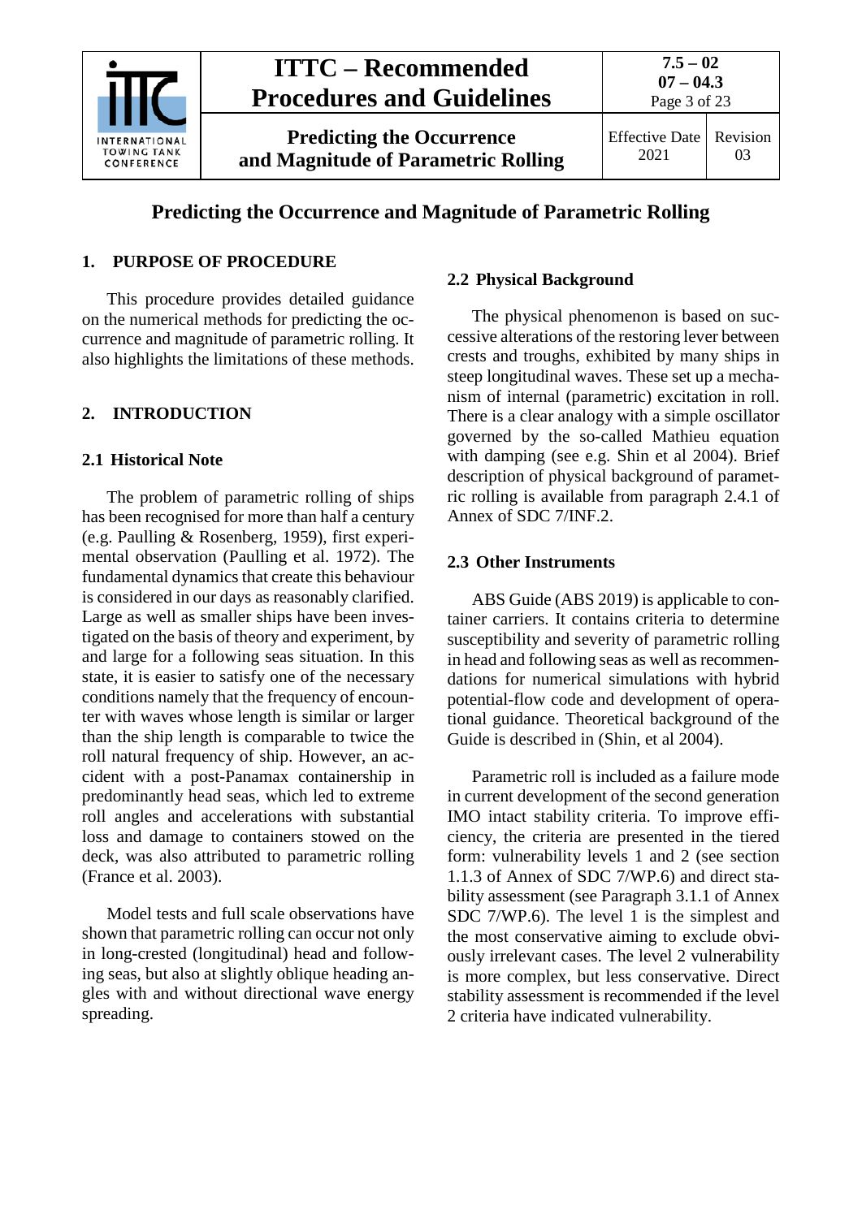# Predicting the Occurrence and Magnitude of Parametric Rolling

## 1. PURPOSE OF PROCEDURE

This procedure provides detailed guidance on the numerical methods for predicting the occurrence and magnitude of parametric rolling. It also highlights the limitations of these methods.

## 2. INTRODUCTION

### 2.1 Historical Note

The problem of parametric rolling of ships has been recognised for more than half a century (e.g. Paulling & Rosenberg, 1959), first experimental observation (Paulling et al. 1972). The fundamental dynamics that create this behaviour is considered in our days as reasonably clarified. Large as well as smaller ships have been investigated on the basis of theory and experiment, by and large for a following seas situation. In this state, it is easier to satisfy one of the necessary conditions namely that the frequency of encounter with waves whose length is similar or larger than the ship length is comparable to twice the roll natural frequency of ship. However, an accident with a post-Panamax containership in predominantly head seas, which led to extreme roll angles and accelerations with substantial loss and damage to containers stowed on the deck, was also attributed to parametric rolling (France et al. 2003).

Model tests and full scale observations have shown that parametric rolling can occur not only in long-crested (longitudinal) head and following seas, but also at slightly oblique heading angles with and without directional wave energy spreading.

### 2.2 Physical Background

The physical phenomenon is based on successive alterations of the restoring lever between crests and troughs, exhibited by many ships in steep longitudinal waves. These set up a mechanism of internal (parametric) excitation in roll. There is a clear analogy with a simple oscillator governed by the so-called Mathieu equation with damping (see e.g. Shin et al 2004). Brief description of physical background of parametric rolling is available from paragraph 2.4.1 of Annex of SDC 7/INF.2.

### 2.3 Other Instruments

ABS Guide (ABS 2019) is applicable to container carriers. It contains criteria to determine susceptibility and severity of parametric rolling in head and following seas as well as recommendations for numerical simulations with hybrid potential-flow code and development of operational guidance. Theoretical background of the Guide is described in (Shin, et al 2004).

Parametric roll is included as a failure mode in current development of the second generation IMO intact stability criteria. To improve efficiency, the criteria are presented in the tiered form: vulnerability levels 1 and 2 (see section 1.1.3 of Annex of SDC 7/WP.6) and direct stability assessment (see Paragraph 3.1.1 of Annex SDC 7/WP.6). The level 1 is the simplest and the most conservative aiming to exclude obviously irrelevant cases. The level 2 vulnerability is more complex, but less conservative. Direct stability assessment is recommended if the level 2 criteria have indicated vulnerability.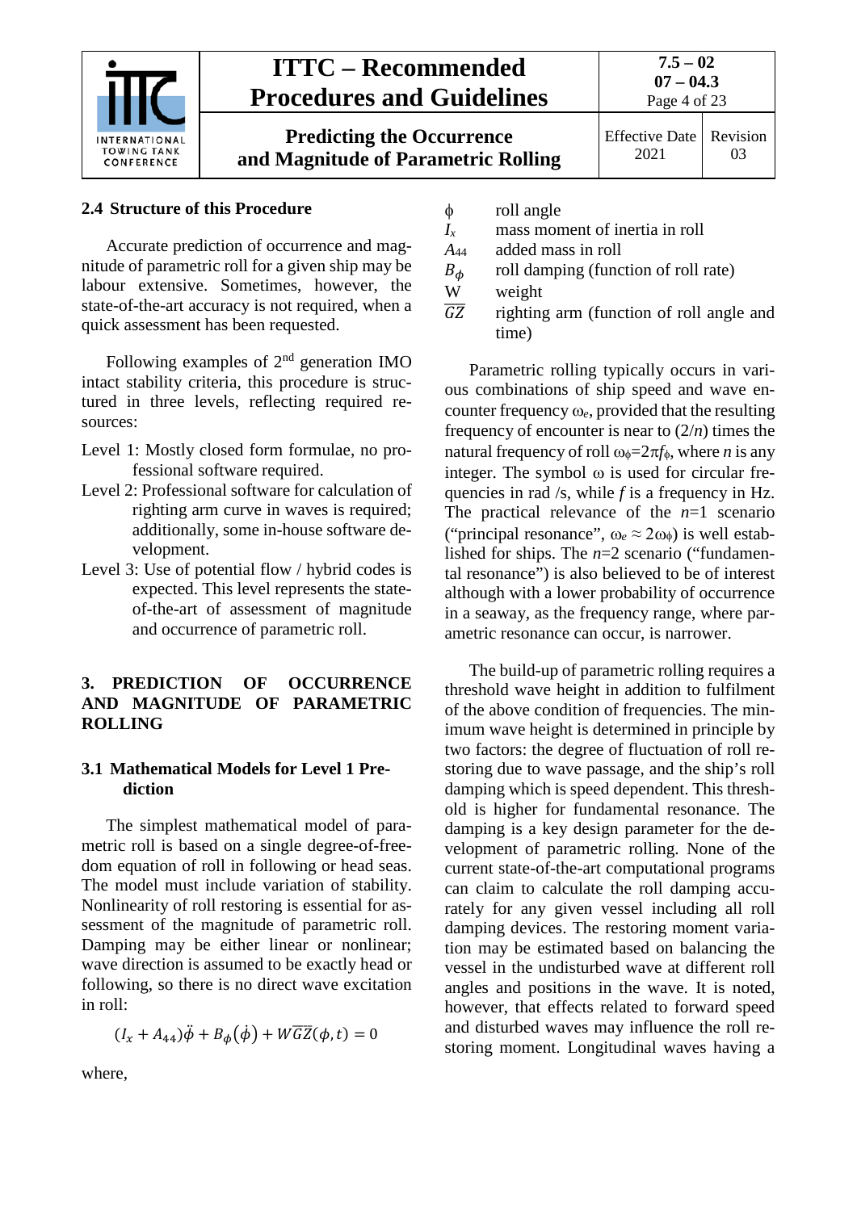### 2.4 Structure of this Procedure

Accurate prediction of occurrence and magnitude of parametric roll for a given ship may be labour extensive. Sometimes, however, the state-of-the-art accuracy is not required, when a quick assessment has been requested.

Following examples of 2nd generation IMO intact stability criteria, this procedure is structured in three levels, reflecting required resources:

Level 1: Mostly closed form formulae, no professional software required.

Level 2: Professional software for calculation of righting arm curve in waves is required; additionally, some in-house software development.

Level 3: Use of potential flow / hybrid codes is expected. This level represents the state-of-the-art of assessment of magnitude and occurrence of parametric roll.

## 3. PREDICTION OF OCCURRENCE AND MAGNITUDE OF PARAMETRIC ROLLING

### 3.1 Mathematical Models for Level 1 Prediction

The simplest mathematical model of parametric roll is based on a single degree-of-freedom equation of roll in following or head seas. The model must include variation of stability. Nonlinearity of roll restoring is essential for assessment of the magnitude of parametric roll. Damping may be either linear or nonlinear; wave direction is assumed to be exactly head or following, so there is no direct wave excitation in roll:

$$(I_x + A_{44})\ddot{\phi} + B_\phi(\dot{\phi}) + W\overline{GZ}(\phi, t) = 0$$

where,

| | |
|---|---|
| $\phi$ | roll angle |
| $I_x$ | mass moment of inertia in roll |
| $A_{44}$ | added mass in roll |
| $B_\phi$ | roll damping (function of roll rate) |
| W | weight |
| $\overline{GZ}$ | righting arm (function of roll angle and time) |

Parametric rolling typically occurs in various combinations of ship speed and wave encounter frequency $\omega_e$, provided that the resulting frequency of encounter is near to $(2/n)$ times the natural frequency of roll $\omega_\phi=2\pi f_\phi$, where $n$ is any integer. The symbol $\omega$ is used for circular frequencies in rad /s, while $f$ is a frequency in Hz. The practical relevance of the $n$=1 scenario ("principal resonance", $\omega_e \approx 2\omega_\phi$) is well established for ships. The $n$=2 scenario ("fundamental resonance") is also believed to be of interest although with a lower probability of occurrence in a seaway, as the frequency range, where parametric resonance can occur, is narrower.

The build-up of parametric rolling requires a threshold wave height in addition to fulfilment of the above condition of frequencies. The minimum wave height is determined in principle by two factors: the degree of fluctuation of roll restoring due to wave passage, and the ship's roll damping which is speed dependent. This threshold is higher for fundamental resonance. The damping is a key design parameter for the development of parametric rolling. None of the current state-of-the-art computational programs can claim to calculate the roll damping accurately for any given vessel including all roll damping devices. The restoring moment variation may be estimated based on balancing the vessel in the undisturbed wave at different roll angles and positions in the wave. It is noted, however, that effects related to forward speed and disturbed waves may influence the roll restoring moment. Longitudinal waves having a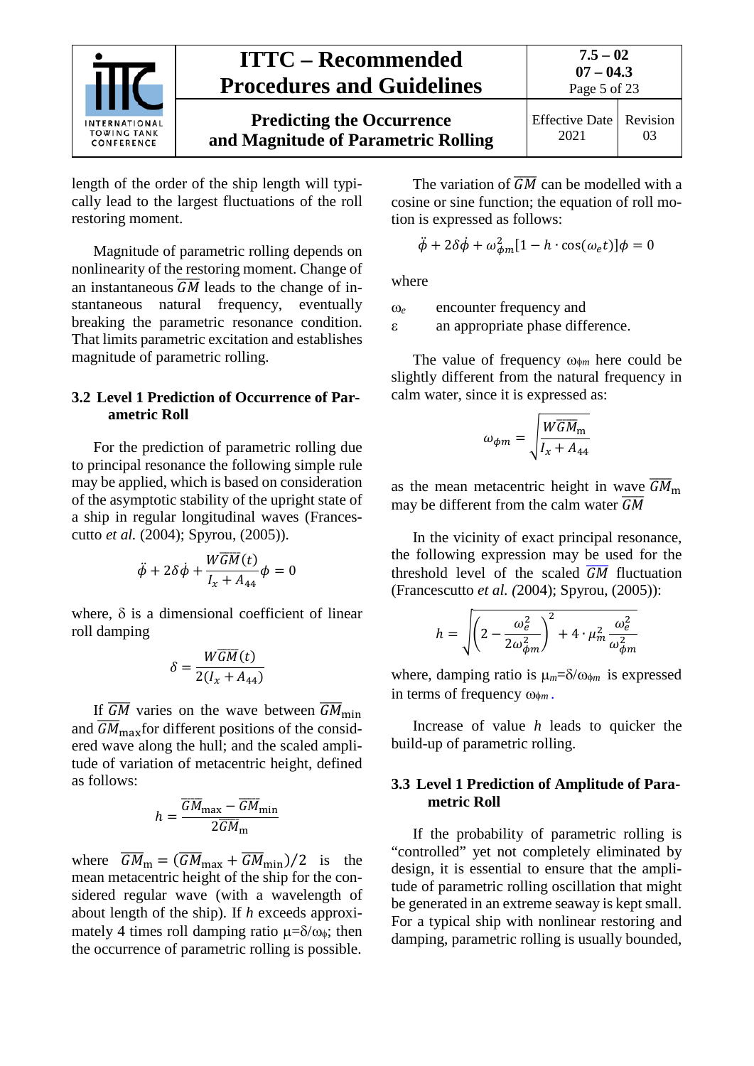length of the order of the ship length will typically lead to the largest fluctuations of the roll restoring moment.

Magnitude of parametric rolling depends on nonlinearity of the restoring moment. Change of an instantaneous $\overline{GM}$ leads to the change of instantaneous natural frequency, eventually breaking the parametric resonance condition. That limits parametric excitation and establishes magnitude of parametric rolling.

### 3.2 Level 1 Prediction of Occurrence of Parametric Roll

For the prediction of parametric rolling due to principal resonance the following simple rule may be applied, which is based on consideration of the asymptotic stability of the upright state of a ship in regular longitudinal waves (Francescutto *et al.* (2004); Spyrou, (2005)).

$$\ddot{\phi} + 2\delta\dot{\phi} + \frac{W\overline{GM}(t)}{I_x + A_{44}}\phi = 0$$

where, δ is a dimensional coefficient of linear roll damping

$$\delta = \frac{W\overline{GM}(t)}{2(I_x + A_{44})}$$

If $\overline{GM}$ varies on the wave between $\overline{GM}_{\mathrm{min}}$ and $\overline{GM}_{\mathrm{max}}$for different positions of the considered wave along the hull; and the scaled amplitude of variation of metacentric height, defined as follows:

$$h = \frac{\overline{GM}_{\mathrm{max}} - \overline{GM}_{\mathrm{min}}}{2\overline{GM}_{\mathrm{m}}}$$

where $\overline{GM}_{\mathrm{m}} = (\overline{GM}_{\mathrm{max}} + \overline{GM}_{\mathrm{min}})/2$ is the mean metacentric height of the ship for the considered regular wave (with a wavelength of about length of the ship). If $h$ exceeds approximately 4 times roll damping ratio $\mu=\delta/\omega_\phi$; then the occurrence of parametric rolling is possible.

The variation of $\overline{GM}$ can be modelled with a cosine or sine function; the equation of roll motion is expressed as follows:

$$\ddot{\phi} + 2\delta\dot{\phi} + \omega_{\phi m}^2[1 - h \cdot \cos(\omega_e t)]\phi = 0$$

where

$\omega_e$ encounter frequency and

ε an appropriate phase difference.

The value of frequency $\omega_{\phi m}$ here could be slightly different from the natural frequency in calm water, since it is expressed as:

$$\omega_{\phi m} = \sqrt{\frac{W\overline{GM}_{\mathrm{m}}}{I_x + A_{44}}}$$

as the mean metacentric height in wave $\overline{GM}_{\mathrm{m}}$ may be different from the calm water $\overline{GM}$

In the vicinity of exact principal resonance, the following expression may be used for the threshold level of the scaled $\overline{GM}$ fluctuation (Francescutto *et al.* (2004); Spyrou, (2005)):

$$h = \sqrt{\left(2 - \frac{\omega_e^2}{2\omega_{\phi m}^2}\right)^2 + 4 \cdot \mu_m^2 \frac{\omega_e^2}{\omega_{\phi m}^2}}$$

where, damping ratio is $\mu_m=\delta/\omega_{\phi m}$ is expressed in terms of frequency $\omega_{\phi m}$.

Increase of value $h$ leads to quicker the build-up of parametric rolling.

### 3.3 Level 1 Prediction of Amplitude of Parametric Roll

If the probability of parametric rolling is "controlled" yet not completely eliminated by design, it is essential to ensure that the amplitude of parametric rolling oscillation that might be generated in an extreme seaway is kept small. For a typical ship with nonlinear restoring and damping, parametric rolling is usually bounded,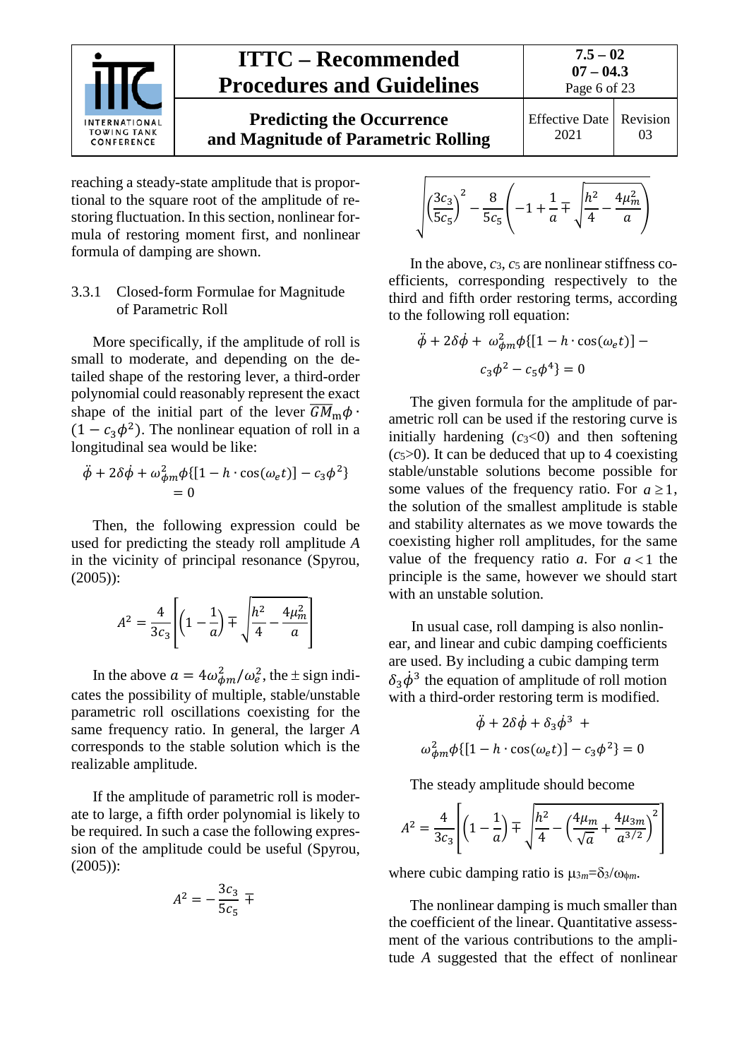reaching a steady-state amplitude that is proportional to the square root of the amplitude of restoring fluctuation. In this section, nonlinear formula of restoring moment first, and nonlinear formula of damping are shown.

### 3.3.1 Closed-form Formulae for Magnitude of Parametric Roll

More specifically, if the amplitude of roll is small to moderate, and depending on the detailed shape of the restoring lever, a third-order polynomial could reasonably represent the exact shape of the initial part of the lever $\overline{GM}_{\mathrm{m}}\phi\cdot(1-c_3\phi^2)$. The nonlinear equation of roll in a longitudinal sea would be like:

$$\ddot{\phi}+2\delta\dot{\phi}+\omega_{\phi m}^2\phi\{[1-h\cdot\cos(\omega_e t)]-c_3\phi^2\}=0$$

Then, the following expression could be used for predicting the steady roll amplitude $A$ in the vicinity of principal resonance (Spyrou, (2005)):

$$A^2=\frac{4}{3c_3}\left[\left(1-\frac{1}{a}\right)\mp\sqrt{\frac{h^2}{4}-\frac{4\mu_m^2}{a}}\right]$$

In the above $a=4\omega_{\phi m}^2/\omega_e^2$, the $\pm$ sign indicates the possibility of multiple, stable/unstable parametric roll oscillations coexisting for the same frequency ratio. In general, the larger $A$ corresponds to the stable solution which is the realizable amplitude.

If the amplitude of parametric roll is moderate to large, a fifth order polynomial is likely to be required. In such a case the following expression of the amplitude could be useful (Spyrou, (2005)):

$$A^2=-\frac{3c_3}{5c_5}\mp\sqrt{\left(\frac{3c_3}{5c_5}\right)^2-\frac{8}{5c_5}\left(-1+\frac{1}{a}\mp\sqrt{\frac{h^2}{4}-\frac{4\mu_m^2}{a}}\right)}$$

In the above, $c_3$, $c_5$ are nonlinear stiffness coefficients, corresponding respectively to the third and fifth order restoring terms, according to the following roll equation:

$$\ddot{\phi}+2\delta\dot{\phi}+\omega_{\phi m}^2\phi\{[1-h\cdot\cos(\omega_e t)]-c_3\phi^2-c_5\phi^4\}=0$$

The given formula for the amplitude of parametric roll can be used if the restoring curve is initially hardening ($c_3<0$) and then softening ($c_5>0$). It can be deduced that up to 4 coexisting stable/unstable solutions become possible for some values of the frequency ratio. For $a\geq1$, the solution of the smallest amplitude is stable and stability alternates as we move towards the coexisting higher roll amplitudes, for the same value of the frequency ratio $a$. For $a<1$ the principle is the same, however we should start with an unstable solution.

In usual case, roll damping is also nonlinear, and linear and cubic damping coefficients are used. By including a cubic damping term $\delta_3\dot{\phi}^3$ the equation of amplitude of roll motion with a third-order restoring term is modified.

$$\ddot{\phi}+2\delta\dot{\phi}+\delta_3\dot{\phi}^3+\omega_{\phi m}^2\phi\{[1-h\cdot\cos(\omega_e t)]-c_3\phi^2\}=0$$

The steady amplitude should become

$$A^2=\frac{4}{3c_3}\left[\left(1-\frac{1}{a}\right)\mp\sqrt{\frac{h^2}{4}-\left(\frac{4\mu_m}{\sqrt{a}}+\frac{4\mu_{3m}}{a^{3/2}}\right)^2}\right]$$

where cubic damping ratio is $\mu_{3m}=\delta_3/\omega_{\phi m}$.

The nonlinear damping is much smaller than the coefficient of the linear. Quantitative assessment of the various contributions to the amplitude $A$ suggested that the effect of nonlinear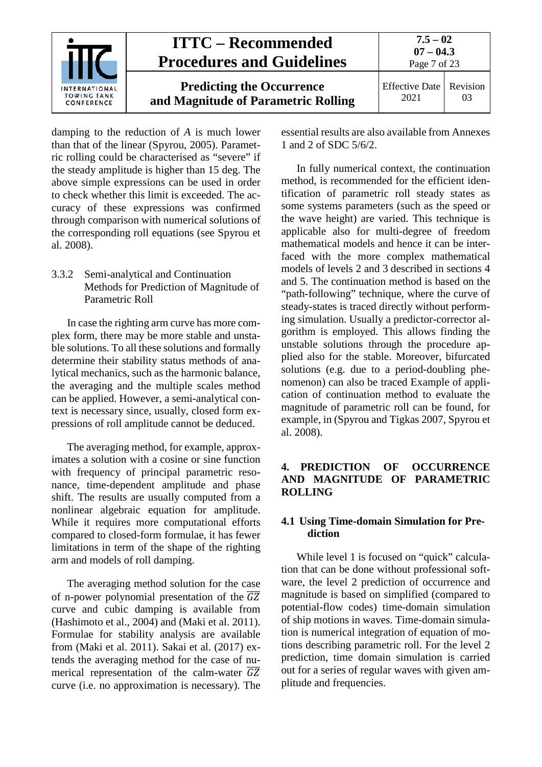damping to the reduction of $A$ is much lower than that of the linear (Spyrou, 2005). Parametric rolling could be characterised as "severe" if the steady amplitude is higher than 15 deg. The above simple expressions can be used in order to check whether this limit is exceeded. The accuracy of these expressions was confirmed through comparison with numerical solutions of the corresponding roll equations (see Spyrou et al. 2008).

### 3.3.2 Semi-analytical and Continuation Methods for Prediction of Magnitude of Parametric Roll

In case the righting arm curve has more complex form, there may be more stable and unstable solutions. To all these solutions and formally determine their stability status methods of analytical mechanics, such as the harmonic balance, the averaging and the multiple scales method can be applied. However, a semi-analytical context is necessary since, usually, closed form expressions of roll amplitude cannot be deduced.

The averaging method, for example, approximates a solution with a cosine or sine function with frequency of principal parametric resonance, time-dependent amplitude and phase shift. The results are usually computed from a nonlinear algebraic equation for amplitude. While it requires more computational efforts compared to closed-form formulae, it has fewer limitations in term of the shape of the righting arm and models of roll damping.

The averaging method solution for the case of n-power polynomial presentation of the $\overline{GZ}$ curve and cubic damping is available from (Hashimoto et al., 2004) and (Maki et al. 2011). Formulae for stability analysis are available from (Maki et al. 2011). Sakai et al. (2017) extends the averaging method for the case of numerical representation of the calm-water $\overline{GZ}$ curve (i.e. no approximation is necessary). The essential results are also available from Annexes 1 and 2 of SDC 5/6/2.

In fully numerical context, the continuation method, is recommended for the efficient identification of parametric roll steady states as some systems parameters (such as the speed or the wave height) are varied. This technique is applicable also for multi-degree of freedom mathematical models and hence it can be interfaced with the more complex mathematical models of levels 2 and 3 described in sections 4 and 5. The continuation method is based on the "path-following" technique, where the curve of steady-states is traced directly without performing simulation. Usually a predictor-corrector algorithm is employed. This allows finding the unstable solutions through the procedure applied also for the stable. Moreover, bifurcated solutions (e.g. due to a period-doubling phenomenon) can also be traced Example of application of continuation method to evaluate the magnitude of parametric roll can be found, for example, in (Spyrou and Tigkas 2007, Spyrou et al. 2008).

# 4. PREDICTION OF OCCURRENCE AND MAGNITUDE OF PARAMETRIC ROLLING

## 4.1 Using Time-domain Simulation for Prediction

While level 1 is focused on "quick" calculation that can be done without professional software, the level 2 prediction of occurrence and magnitude is based on simplified (compared to potential-flow codes) time-domain simulation of ship motions in waves. Time-domain simulation is numerical integration of equation of motions describing parametric roll. For the level 2 prediction, time domain simulation is carried out for a series of regular waves with given amplitude and frequencies.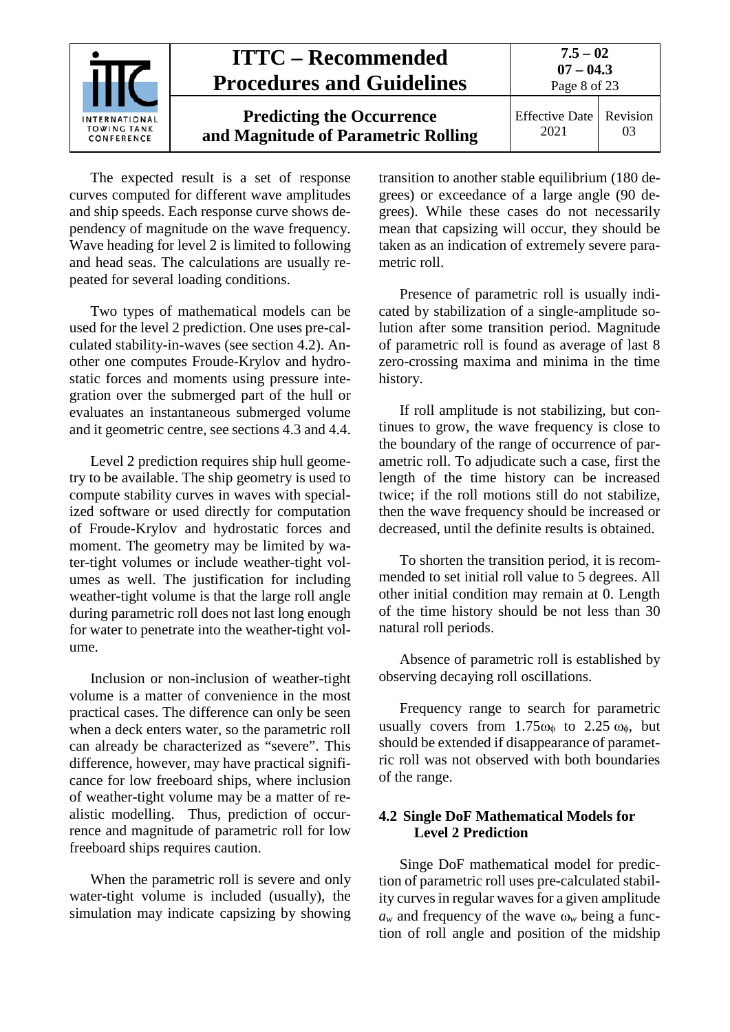The expected result is a set of response curves computed for different wave amplitudes and ship speeds. Each response curve shows dependency of magnitude on the wave frequency. Wave heading for level 2 is limited to following and head seas. The calculations are usually repeated for several loading conditions.

Two types of mathematical models can be used for the level 2 prediction. One uses pre-calculated stability-in-waves (see section 4.2). Another one computes Froude-Krylov and hydrostatic forces and moments using pressure integration over the submerged part of the hull or evaluates an instantaneous submerged volume and it geometric centre, see sections 4.3 and 4.4.

Level 2 prediction requires ship hull geometry to be available. The ship geometry is used to compute stability curves in waves with specialized software or used directly for computation of Froude-Krylov and hydrostatic forces and moment. The geometry may be limited by water-tight volumes or include weather-tight volumes as well. The justification for including weather-tight volume is that the large roll angle during parametric roll does not last long enough for water to penetrate into the weather-tight volume.

Inclusion or non-inclusion of weather-tight volume is a matter of convenience in the most practical cases. The difference can only be seen when a deck enters water, so the parametric roll can already be characterized as "severe". This difference, however, may have practical significance for low freeboard ships, where inclusion of weather-tight volume may be a matter of realistic modelling. Thus, prediction of occurrence and magnitude of parametric roll for low freeboard ships requires caution.

When the parametric roll is severe and only water-tight volume is included (usually), the simulation may indicate capsizing by showing transition to another stable equilibrium (180 degrees) or exceedance of a large angle (90 degrees). While these cases do not necessarily mean that capsizing will occur, they should be taken as an indication of extremely severe parametric roll.

Presence of parametric roll is usually indicated by stabilization of a single-amplitude solution after some transition period. Magnitude of parametric roll is found as average of last 8 zero-crossing maxima and minima in the time history.

If roll amplitude is not stabilizing, but continues to grow, the wave frequency is close to the boundary of the range of occurrence of parametric roll. To adjudicate such a case, first the length of the time history can be increased twice; if the roll motions still do not stabilize, then the wave frequency should be increased or decreased, until the definite results is obtained.

To shorten the transition period, it is recommended to set initial roll value to 5 degrees. All other initial condition may remain at 0. Length of the time history should be not less than 30 natural roll periods.

Absence of parametric roll is established by observing decaying roll oscillations.

Frequency range to search for parametric usually covers from $1.75\omega_\phi$ to $2.25\,\omega_\phi$, but should be extended if disappearance of parametric roll was not observed with both boundaries of the range.

## 4.2 Single DoF Mathematical Models for Level 2 Prediction

Singe DoF mathematical model for prediction of parametric roll uses pre-calculated stability curves in regular waves for a given amplitude $a_w$ and frequency of the wave $\omega_w$ being a function of roll angle and position of the midship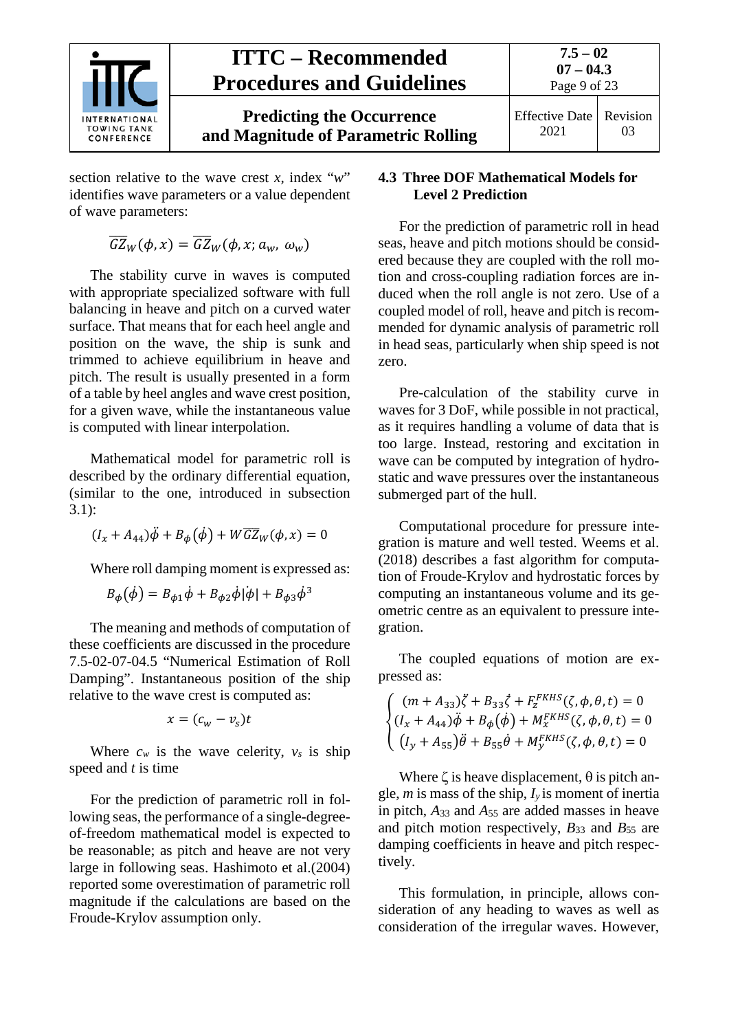section relative to the wave crest $x$, index "$w$" identifies wave parameters or a value dependent of wave parameters:

$$\overline{GZ}_W(\phi, x) = \overline{GZ}_W(\phi, x; a_w, \omega_w)$$

The stability curve in waves is computed with appropriate specialized software with full balancing in heave and pitch on a curved water surface. That means that for each heel angle and position on the wave, the ship is sunk and trimmed to achieve equilibrium in heave and pitch. The result is usually presented in a form of a table by heel angles and wave crest position, for a given wave, while the instantaneous value is computed with linear interpolation.

Mathematical model for parametric roll is described by the ordinary differential equation, (similar to the one, introduced in subsection 3.1):

$$(I_x + A_{44})\ddot{\phi} + B_\phi(\dot{\phi}) + W\overline{GZ}_W(\phi, x) = 0$$

Where roll damping moment is expressed as:

$$B_\phi(\dot{\phi}) = B_{\phi 1}\dot{\phi} + B_{\phi 2}\dot{\phi}|\dot{\phi}| + B_{\phi 3}\dot{\phi}^3$$

The meaning and methods of computation of these coefficients are discussed in the procedure 7.5-02-07-04.5 "Numerical Estimation of Roll Damping". Instantaneous position of the ship relative to the wave crest is computed as:

$$x = (c_w - v_s)t$$

Where $c_w$ is the wave celerity, $v_s$ is ship speed and $t$ is time

For the prediction of parametric roll in following seas, the performance of a single-degree-of-freedom mathematical model is expected to be reasonable; as pitch and heave are not very large in following seas. Hashimoto et al.(2004) reported some overestimation of parametric roll magnitude if the calculations are based on the Froude-Krylov assumption only.

## 4.3 Three DOF Mathematical Models for Level 2 Prediction

For the prediction of parametric roll in head seas, heave and pitch motions should be considered because they are coupled with the roll motion and cross-coupling radiation forces are induced when the roll angle is not zero. Use of a coupled model of roll, heave and pitch is recommended for dynamic analysis of parametric roll in head seas, particularly when ship speed is not zero.

Pre-calculation of the stability curve in waves for 3 DoF, while possible in not practical, as it requires handling a volume of data that is too large. Instead, restoring and excitation in wave can be computed by integration of hydrostatic and wave pressures over the instantaneous submerged part of the hull.

Computational procedure for pressure integration is mature and well tested. Weems et al. (2018) describes a fast algorithm for computation of Froude-Krylov and hydrostatic forces by computing an instantaneous volume and its geometric centre as an equivalent to pressure integration.

The coupled equations of motion are expressed as:

$$\begin{cases} (m + A_{33})\ddot{\zeta} + B_{33}\dot{\zeta} + F_z^{FKHS}(\zeta, \phi, \theta, t) = 0 \\ (I_x + A_{44})\ddot{\phi} + B_\phi(\dot{\phi}) + M_x^{FKHS}(\zeta, \phi, \theta, t) = 0 \\ (I_y + A_{55})\ddot{\theta} + B_{55}\dot{\theta} + M_y^{FKHS}(\zeta, \phi, \theta, t) = 0 \end{cases}$$

Where $\zeta$ is heave displacement, $\theta$ is pitch angle, $m$ is mass of the ship, $I_y$ is moment of inertia in pitch, $A_{33}$ and $A_{55}$ are added masses in heave and pitch motion respectively, $B_{33}$ and $B_{55}$ are damping coefficients in heave and pitch respectively.

This formulation, in principle, allows consideration of any heading to waves as well as consideration of the irregular waves. However,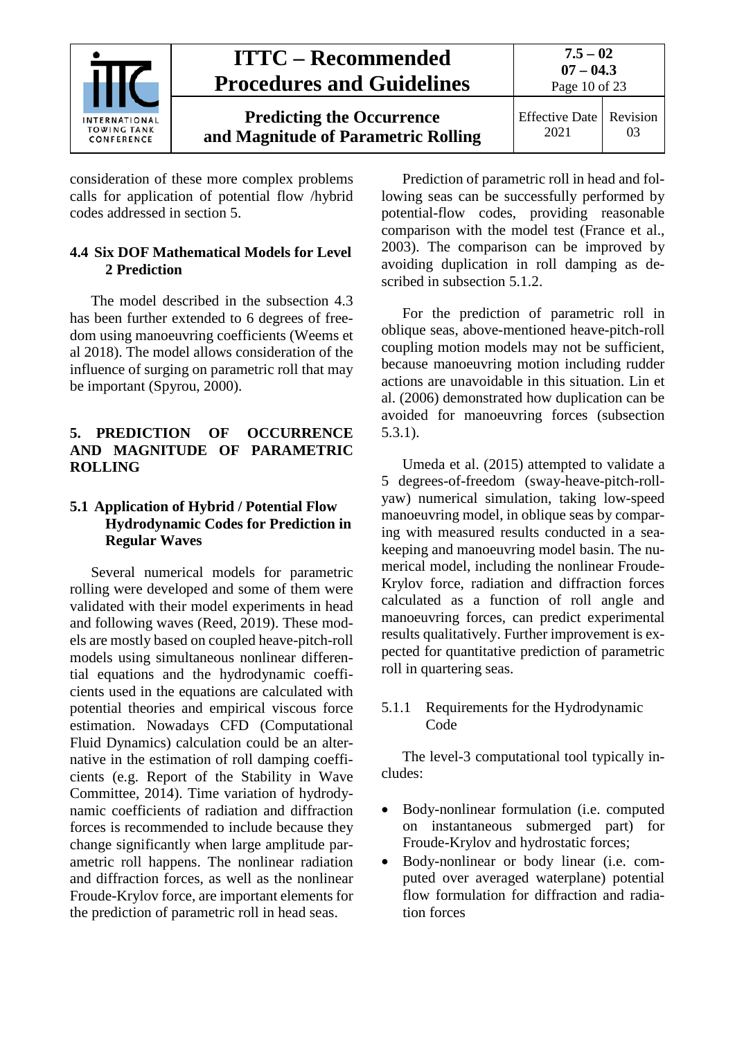consideration of these more complex problems calls for application of potential flow /hybrid codes addressed in section 5.

### 4.4 Six DOF Mathematical Models for Level 2 Prediction

The model described in the subsection 4.3 has been further extended to 6 degrees of freedom using manoeuvring coefficients (Weems et al 2018). The model allows consideration of the influence of surging on parametric roll that may be important (Spyrou, 2000).

## 5. PREDICTION OF OCCURRENCE AND MAGNITUDE OF PARAMETRIC ROLLING

### 5.1 Application of Hybrid / Potential Flow Hydrodynamic Codes for Prediction in Regular Waves

Several numerical models for parametric rolling were developed and some of them were validated with their model experiments in head and following waves (Reed, 2019). These models are mostly based on coupled heave-pitch-roll models using simultaneous nonlinear differential equations and the hydrodynamic coefficients used in the equations are calculated with potential theories and empirical viscous force estimation. Nowadays CFD (Computational Fluid Dynamics) calculation could be an alternative in the estimation of roll damping coefficients (e.g. Report of the Stability in Wave Committee, 2014). Time variation of hydrodynamic coefficients of radiation and diffraction forces is recommended to include because they change significantly when large amplitude parametric roll happens. The nonlinear radiation and diffraction forces, as well as the nonlinear Froude-Krylov force, are important elements for the prediction of parametric roll in head seas.

Prediction of parametric roll in head and following seas can be successfully performed by potential-flow codes, providing reasonable comparison with the model test (France et al., 2003). The comparison can be improved by avoiding duplication in roll damping as described in subsection 5.1.2.

For the prediction of parametric roll in oblique seas, above-mentioned heave-pitch-roll coupling motion models may not be sufficient, because manoeuvring motion including rudder actions are unavoidable in this situation. Lin et al. (2006) demonstrated how duplication can be avoided for manoeuvring forces (subsection 5.3.1).

Umeda et al. (2015) attempted to validate a 5 degrees-of-freedom (sway-heave-pitch-roll-yaw) numerical simulation, taking low-speed manoeuvring model, in oblique seas by comparing with measured results conducted in a seakeeping and manoeuvring model basin. The numerical model, including the nonlinear Froude-Krylov force, radiation and diffraction forces calculated as a function of roll angle and manoeuvring forces, can predict experimental results qualitatively. Further improvement is expected for quantitative prediction of parametric roll in quartering seas.

#### 5.1.1 Requirements for the Hydrodynamic Code

The level-3 computational tool typically includes:

- Body-nonlinear formulation (i.e. computed on instantaneous submerged part) for Froude-Krylov and hydrostatic forces;
- Body-nonlinear or body linear (i.e. computed over averaged waterplane) potential flow formulation for diffraction and radiation forces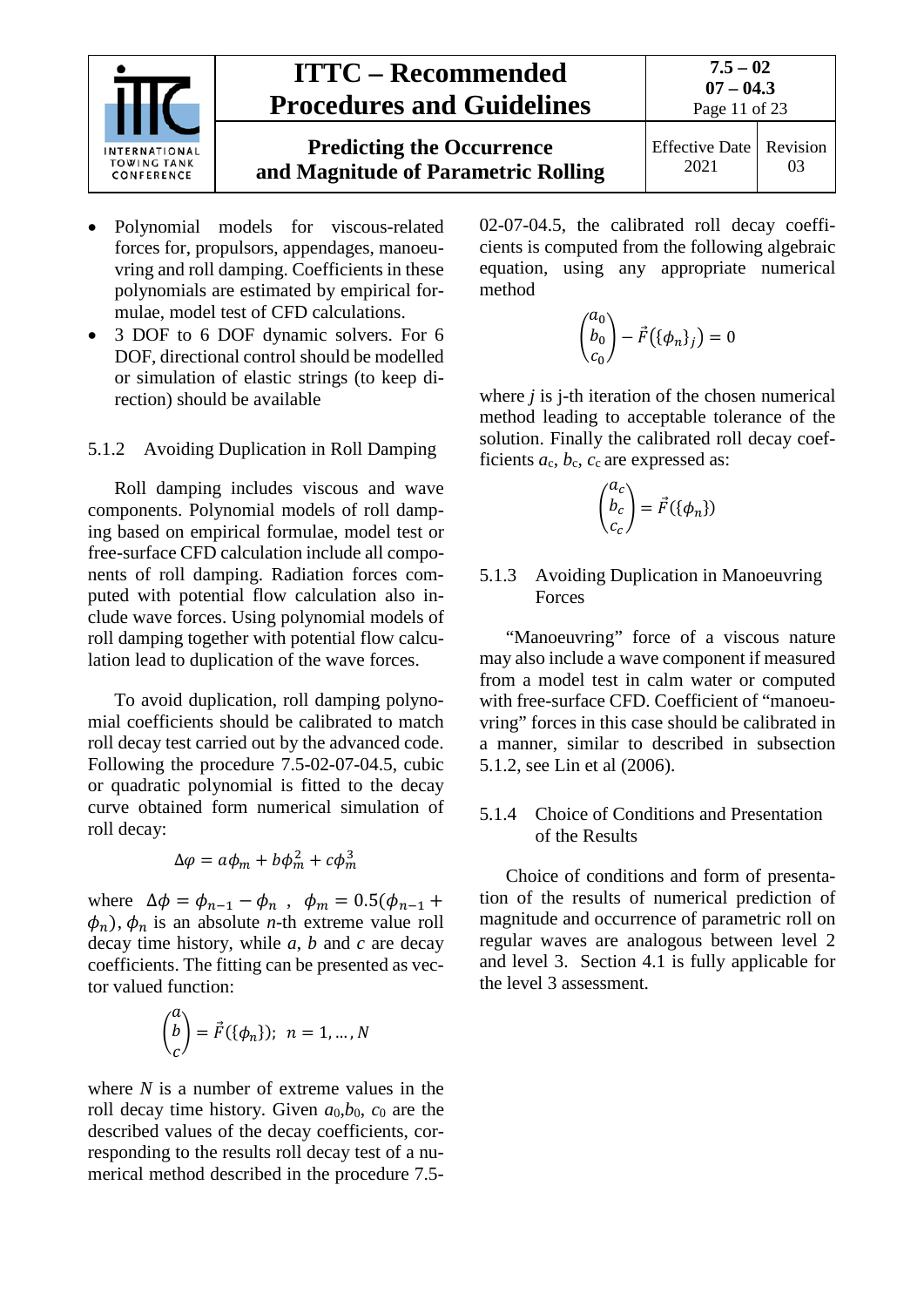- Polynomial models for viscous-related forces for, propulsors, appendages, manoeuvring and roll damping. Coefficients in these polynomials are estimated by empirical formulae, model test of CFD calculations.
- 3 DOF to 6 DOF dynamic solvers. For 6 DOF, directional control should be modelled or simulation of elastic strings (to keep direction) should be available

### 5.1.2 Avoiding Duplication in Roll Damping

Roll damping includes viscous and wave components. Polynomial models of roll damping based on empirical formulae, model test or free-surface CFD calculation include all components of roll damping. Radiation forces computed with potential flow calculation also include wave forces. Using polynomial models of roll damping together with potential flow calculation lead to duplication of the wave forces.

To avoid duplication, roll damping polynomial coefficients should be calibrated to match roll decay test carried out by the advanced code. Following the procedure 7.5-02-07-04.5, cubic or quadratic polynomial is fitted to the decay curve obtained form numerical simulation of roll decay:

$$\Delta\varphi = a\phi_m + b\phi_m^2 + c\phi_m^3$$

where $\Delta\phi = \phi_{n-1} - \phi_n$ , $\phi_m = 0.5(\phi_{n-1} + \phi_n)$, $\phi_n$ is an absolute $n$-th extreme value roll decay time history, while $a$, $b$ and $c$ are decay coefficients. The fitting can be presented as vector valued function:

$$\begin{pmatrix} a \\ b \\ c \end{pmatrix} = \vec{F}(\{\phi_n\});\ \ n = 1, \dots, N$$

where $N$ is a number of extreme values in the roll decay time history. Given $a_0$,$b_0$, $c_0$ are the described values of the decay coefficients, corresponding to the results roll decay test of a numerical method described in the procedure 7.5-02-07-04.5, the calibrated roll decay coefficients is computed from the following algebraic equation, using any appropriate numerical method

$$\begin{pmatrix} a_0 \\ b_0 \\ c_0 \end{pmatrix} - \vec{F}\left(\{\phi_n\}_j\right) = 0$$

where $j$ is j-th iteration of the chosen numerical method leading to acceptable tolerance of the solution. Finally the calibrated roll decay coefficients $a_c$, $b_c$, $c_c$ are expressed as:

$$\begin{pmatrix} a_c \\ b_c \\ c_c \end{pmatrix} = \vec{F}(\{\phi_n\})$$

### 5.1.3 Avoiding Duplication in Manoeuvring Forces

"Manoeuvring" force of a viscous nature may also include a wave component if measured from a model test in calm water or computed with free-surface CFD. Coefficient of "manoeuvring" forces in this case should be calibrated in a manner, similar to described in subsection 5.1.2, see Lin et al (2006).

### 5.1.4 Choice of Conditions and Presentation of the Results

Choice of conditions and form of presentation of the results of numerical prediction of magnitude and occurrence of parametric roll on regular waves are analogous between level 2 and level 3. Section 4.1 is fully applicable for the level 3 assessment.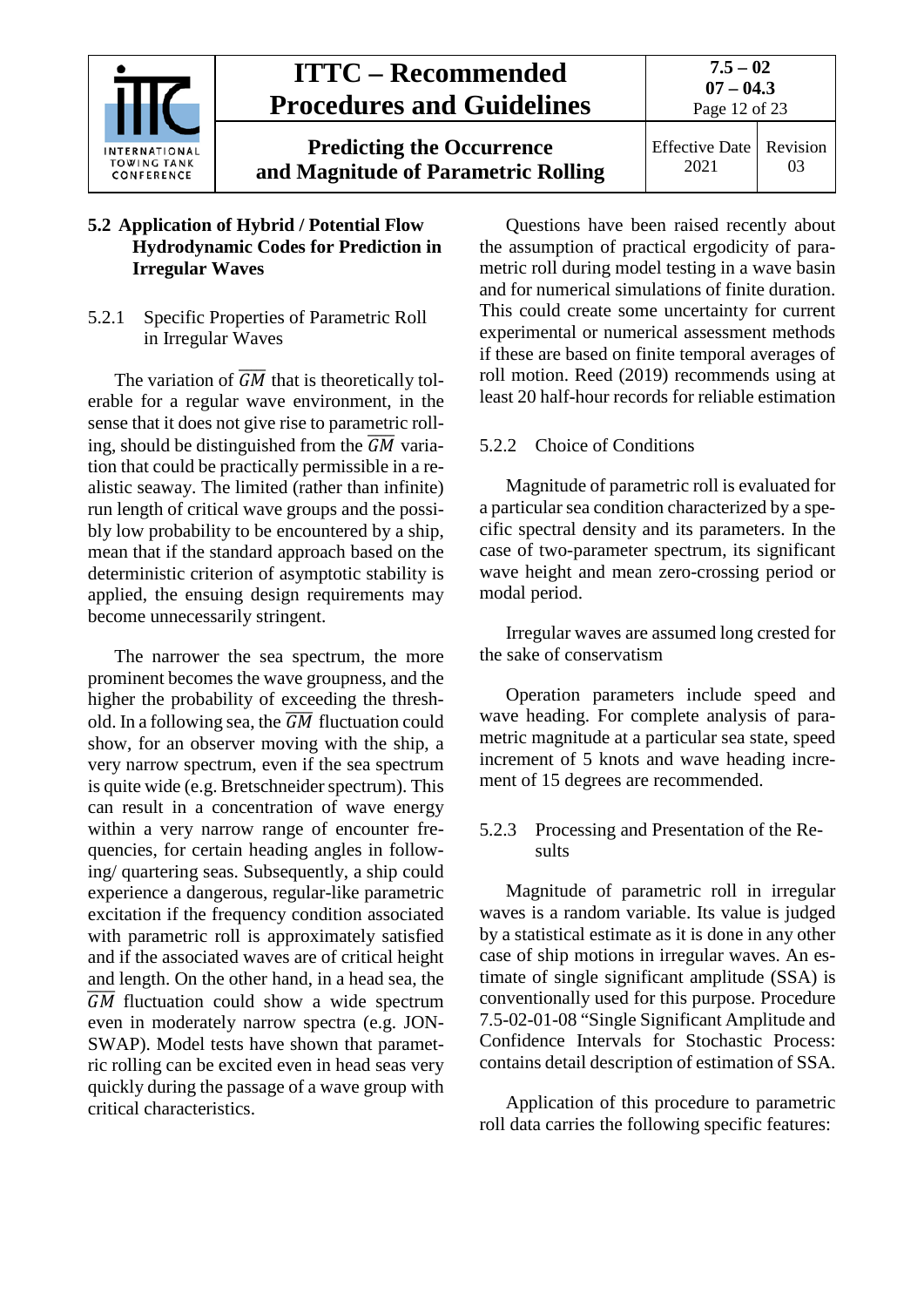## 5.2 Application of Hybrid / Potential Flow Hydrodynamic Codes for Prediction in Irregular Waves

### 5.2.1 Specific Properties of Parametric Roll in Irregular Waves

The variation of $\overline{GM}$ that is theoretically tolerable for a regular wave environment, in the sense that it does not give rise to parametric rolling, should be distinguished from the $\overline{GM}$ variation that could be practically permissible in a realistic seaway. The limited (rather than infinite) run length of critical wave groups and the possibly low probability to be encountered by a ship, mean that if the standard approach based on the deterministic criterion of asymptotic stability is applied, the ensuing design requirements may become unnecessarily stringent.

The narrower the sea spectrum, the more prominent becomes the wave groupness, and the higher the probability of exceeding the threshold. In a following sea, the $\overline{GM}$ fluctuation could show, for an observer moving with the ship, a very narrow spectrum, even if the sea spectrum is quite wide (e.g. Bretschneider spectrum). This can result in a concentration of wave energy within a very narrow range of encounter frequencies, for certain heading angles in following/ quartering seas. Subsequently, a ship could experience a dangerous, regular-like parametric excitation if the frequency condition associated with parametric roll is approximately satisfied and if the associated waves are of critical height and length. On the other hand, in a head sea, the $\overline{GM}$ fluctuation could show a wide spectrum even in moderately narrow spectra (e.g. JONSWAP). Model tests have shown that parametric rolling can be excited even in head seas very quickly during the passage of a wave group with critical characteristics.

Questions have been raised recently about the assumption of practical ergodicity of parametric roll during model testing in a wave basin and for numerical simulations of finite duration. This could create some uncertainty for current experimental or numerical assessment methods if these are based on finite temporal averages of roll motion. Reed (2019) recommends using at least 20 half-hour records for reliable estimation

### 5.2.2 Choice of Conditions

Magnitude of parametric roll is evaluated for a particular sea condition characterized by a specific spectral density and its parameters. In the case of two-parameter spectrum, its significant wave height and mean zero-crossing period or modal period.

Irregular waves are assumed long crested for the sake of conservatism

Operation parameters include speed and wave heading. For complete analysis of parametric magnitude at a particular sea state, speed increment of 5 knots and wave heading increment of 15 degrees are recommended.

### 5.2.3 Processing and Presentation of the Results

Magnitude of parametric roll in irregular waves is a random variable. Its value is judged by a statistical estimate as it is done in any other case of ship motions in irregular waves. An estimate of single significant amplitude (SSA) is conventionally used for this purpose. Procedure 7.5-02-01-08 "Single Significant Amplitude and Confidence Intervals for Stochastic Process: contains detail description of estimation of SSA.

Application of this procedure to parametric roll data carries the following specific features: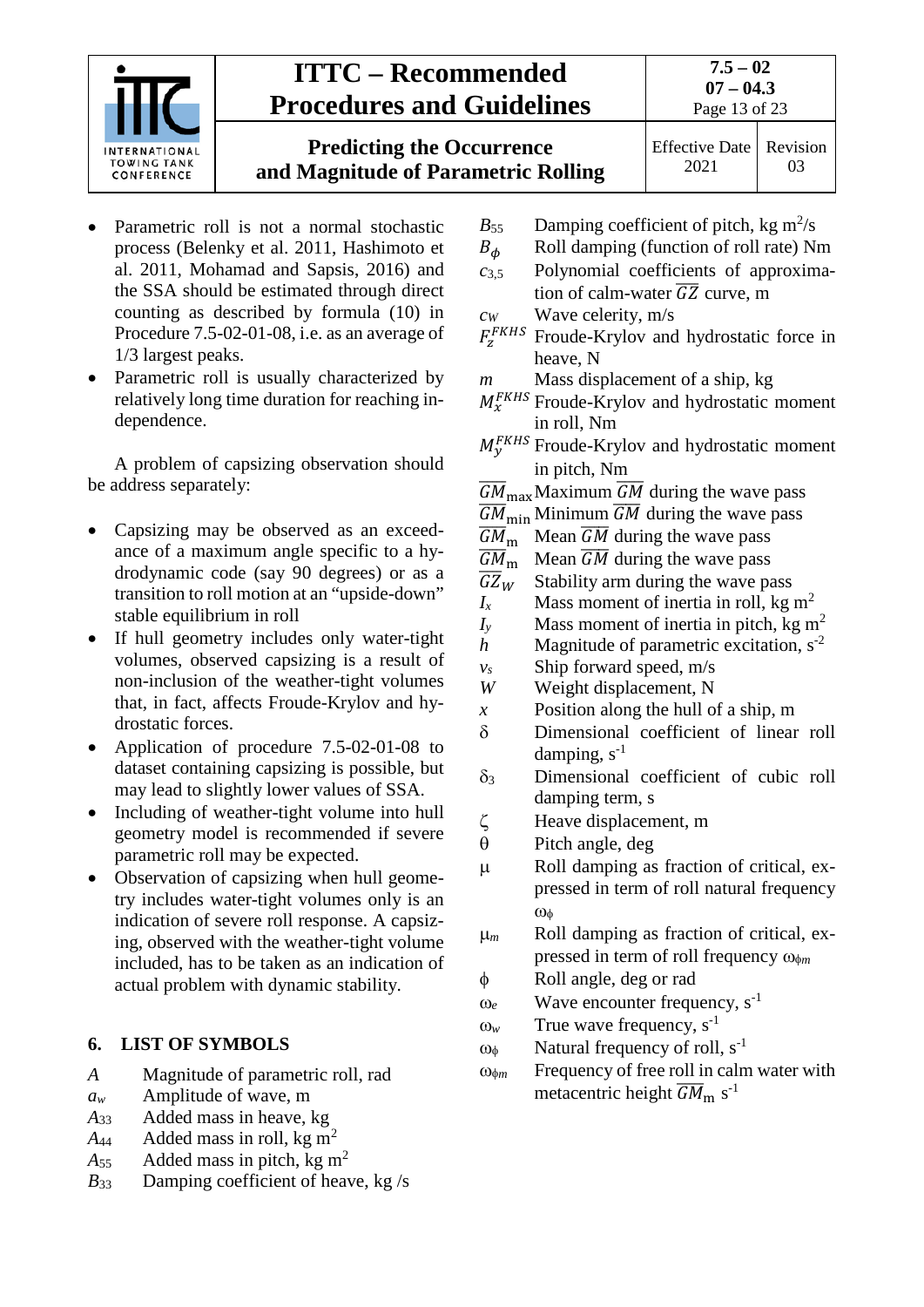- Parametric roll is not a normal stochastic process (Belenky et al. 2011, Hashimoto et al. 2011, Mohamad and Sapsis, 2016) and the SSA should be estimated through direct counting as described by formula (10) in Procedure 7.5-02-01-08, i.e. as an average of 1/3 largest peaks.
- Parametric roll is usually characterized by relatively long time duration for reaching independence.

A problem of capsizing observation should be address separately:

- Capsizing may be observed as an exceedance of a maximum angle specific to a hydrodynamic code (say 90 degrees) or as a transition to roll motion at an "upside-down" stable equilibrium in roll
- If hull geometry includes only water-tight volumes, observed capsizing is a result of non-inclusion of the weather-tight volumes that, in fact, affects Froude-Krylov and hydrostatic forces.
- Application of procedure 7.5-02-01-08 to dataset containing capsizing is possible, but may lead to slightly lower values of SSA.
- Including of weather-tight volume into hull geometry model is recommended if severe parametric roll may be expected.
- Observation of capsizing when hull geometry includes water-tight volumes only is an indication of severe roll response. A capsizing, observed with the weather-tight volume included, has to be taken as an indication of actual problem with dynamic stability.

## 6. LIST OF SYMBOLS

| | |
|---|---|
| $A$ | Magnitude of parametric roll, rad |
| $a_w$ | Amplitude of wave, m |
| $A_{33}$ | Added mass in heave, kg |
| $A_{44}$ | Added mass in roll, kg m$^2$ |
| $A_{55}$ | Added mass in pitch, kg m$^2$ |
| $B_{33}$ | Damping coefficient of heave, kg /s |
| $B_{55}$ | Damping coefficient of pitch, kg m$^2$/s |
| $B_\phi$ | Roll damping (function of roll rate) Nm |
| $c_{3,5}$ | Polynomial coefficients of approximation of calm-water $\overline{GZ}$ curve, m |
| $c_W$ | Wave celerity, m/s |
| $F_z^{FKHS}$ | Froude-Krylov and hydrostatic force in heave, N |
| $m$ | Mass displacement of a ship, kg |
| $M_x^{FKHS}$ | Froude-Krylov and hydrostatic moment in roll, Nm |
| $M_y^{FKHS}$ | Froude-Krylov and hydrostatic moment in pitch, Nm |
| $\overline{GM}_{\max}$ | Maximum $\overline{GM}$ during the wave pass |
| $\overline{GM}_{\min}$ | Minimum $\overline{GM}$ during the wave pass |
| $\overline{GM}_{\mathrm{m}}$ | Mean $\overline{GM}$ during the wave pass |
| $\overline{GM}_{\mathrm{m}}$ | Mean $\overline{GM}$ during the wave pass |
| $\overline{GZ}_W$ | Stability arm during the wave pass |
| $I_x$ | Mass moment of inertia in roll, kg m$^2$ |
| $I_y$ | Mass moment of inertia in pitch, kg m$^2$ |
| $h$ | Magnitude of parametric excitation, s$^{-2}$ |
| $v_s$ | Ship forward speed, m/s |
| $W$ | Weight displacement, N |
| $x$ | Position along the hull of a ship, m |
| $\delta$ | Dimensional coefficient of linear roll damping, s$^{-1}$ |
| $\delta_3$ | Dimensional coefficient of cubic roll damping term, s |
| $\zeta$ | Heave displacement, m |
| $\theta$ | Pitch angle, deg |
| $\mu$ | Roll damping as fraction of critical, expressed in term of roll natural frequency $\omega_\phi$ |
| $\mu_m$ | Roll damping as fraction of critical, expressed in term of roll frequency $\omega_{\phi m}$ |
| $\phi$ | Roll angle, deg or rad |
| $\omega_e$ | Wave encounter frequency, s$^{-1}$ |
| $\omega_w$ | True wave frequency, s$^{-1}$ |
| $\omega_\phi$ | Natural frequency of roll, s$^{-1}$ |
| $\omega_{\phi m}$ | Frequency of free roll in calm water with metacentric height $\overline{GM}_{\mathrm{m}}$ s$^{-1}$ |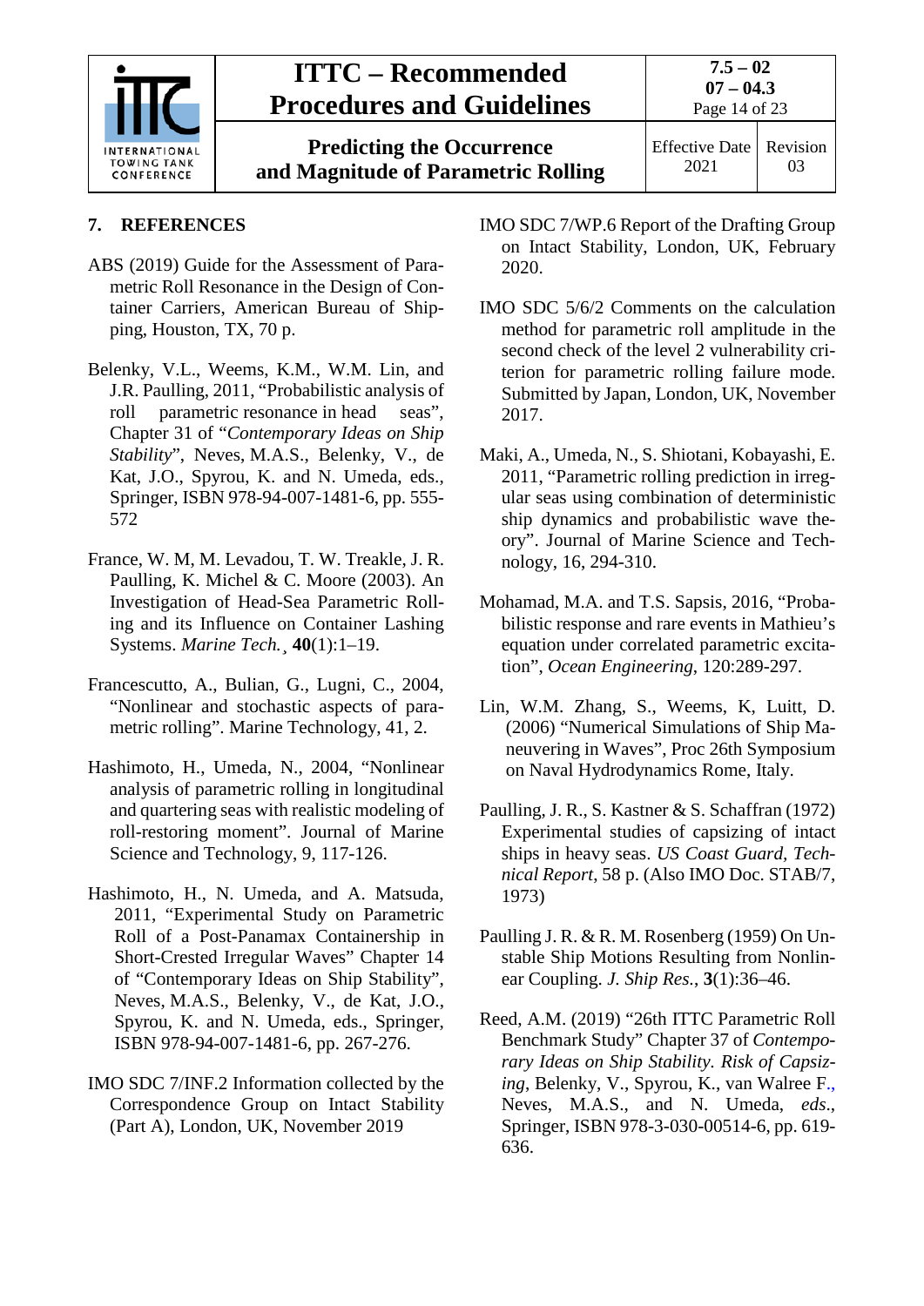## 7. REFERENCES

ABS (2019) Guide for the Assessment of Parametric Roll Resonance in the Design of Container Carriers, American Bureau of Shipping, Houston, TX, 70 p.

Belenky, V.L., Weems, K.M., W.M. Lin, and J.R. Paulling, 2011, "Probabilistic analysis of roll parametric resonance in head seas", Chapter 31 of "*Contemporary Ideas on Ship Stability*", Neves, M.A.S., Belenky, V., de Kat, J.O., Spyrou, K. and N. Umeda, eds., Springer, ISBN 978-94-007-1481-6, pp. 555-572

France, W. M, M. Levadou, T. W. Treakle, J. R. Paulling, K. Michel & C. Moore (2003). An Investigation of Head-Sea Parametric Rolling and its Influence on Container Lashing Systems. *Marine Tech.*¸ **40**(1):1–19.

Francescutto, A., Bulian, G., Lugni, C., 2004, "Nonlinear and stochastic aspects of parametric rolling". Marine Technology, 41, 2.

Hashimoto, H., Umeda, N., 2004, "Nonlinear analysis of parametric rolling in longitudinal and quartering seas with realistic modeling of roll-restoring moment". Journal of Marine Science and Technology, 9, 117-126.

Hashimoto, H., N. Umeda, and A. Matsuda, 2011, "Experimental Study on Parametric Roll of a Post-Panamax Containership in Short-Crested Irregular Waves" Chapter 14 of "Contemporary Ideas on Ship Stability", Neves, M.A.S., Belenky, V., de Kat, J.O., Spyrou, K. and N. Umeda, eds., Springer, ISBN 978-94-007-1481-6, pp. 267-276.

IMO SDC 7/INF.2 Information collected by the Correspondence Group on Intact Stability (Part A), London, UK, November 2019

IMO SDC 7/WP.6 Report of the Drafting Group on Intact Stability, London, UK, February 2020.

IMO SDC 5/6/2 Comments on the calculation method for parametric roll amplitude in the second check of the level 2 vulnerability criterion for parametric rolling failure mode. Submitted by Japan, London, UK, November 2017.

Maki, A., Umeda, N., S. Shiotani, Kobayashi, E. 2011, "Parametric rolling prediction in irregular seas using combination of deterministic ship dynamics and probabilistic wave theory". Journal of Marine Science and Technology, 16, 294-310.

Mohamad, M.A. and T.S. Sapsis, 2016, "Probabilistic response and rare events in Mathieu's equation under correlated parametric excitation", *Ocean Engineering*, 120:289-297.

Lin, W.M. Zhang, S., Weems, K, Luitt, D. (2006) "Numerical Simulations of Ship Maneuvering in Waves", Proc 26th Symposium on Naval Hydrodynamics Rome, Italy.

Paulling, J. R., S. Kastner & S. Schaffran (1972) Experimental studies of capsizing of intact ships in heavy seas. *US Coast Guard, Technical Report*, 58 p. (Also IMO Doc. STAB/7, 1973)

Paulling J. R. & R. M. Rosenberg (1959) On Unstable Ship Motions Resulting from Nonlinear Coupling. *J. Ship Res.*, **3**(1):36–46.

Reed, A.M. (2019) "26th ITTC Parametric Roll Benchmark Study" Chapter 37 of *Contemporary Ideas on Ship Stability. Risk of Capsizing*, Belenky, V., Spyrou, K., van Walree F., Neves, M.A.S., and N. Umeda, *eds*., Springer, ISBN 978-3-030-00514-6, pp. 619-636.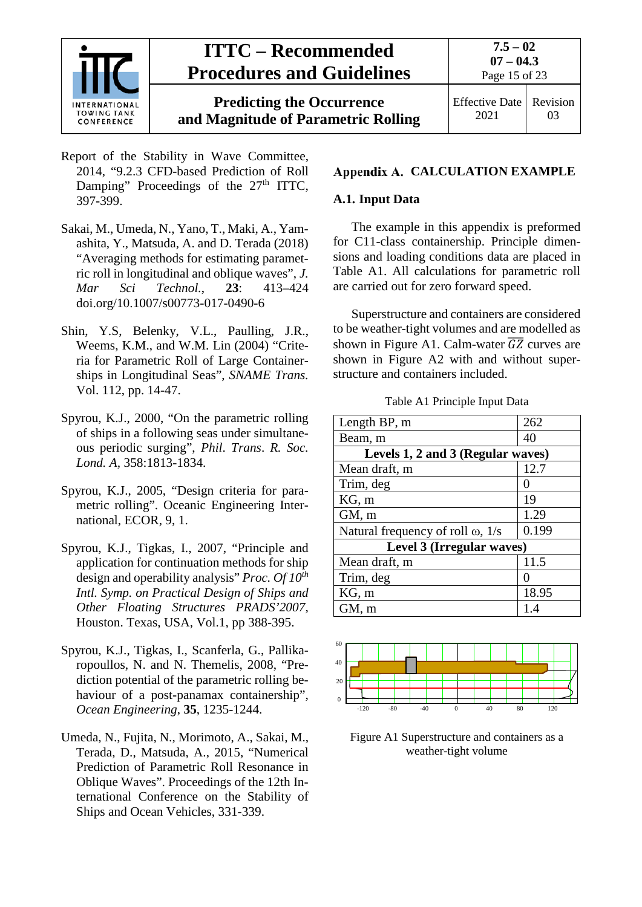Report of the Stability in Wave Committee, 2014, "9.2.3 CFD-based Prediction of Roll Damping" Proceedings of the 27th ITTC, 397-399.

Sakai, M., Umeda, N., Yano, T., Maki, A., Yamashita, Y., Matsuda, A. and D. Terada (2018) "Averaging methods for estimating parametric roll in longitudinal and oblique waves", *J. Mar Sci Technol.*, **23**: 413–424 doi.org/10.1007/s00773-017-0490-6

Shin, Y.S, Belenky, V.L., Paulling, J.R., Weems, K.M., and W.M. Lin (2004) "Criteria for Parametric Roll of Large Containerships in Longitudinal Seas", *SNAME Trans.* Vol. 112, pp. 14-47.

Spyrou, K.J., 2000, "On the parametric rolling of ships in a following seas under simultaneous periodic surging", *Phil. Trans. R. Soc. Lond. A*, 358:1813-1834.

Spyrou, K.J., 2005, "Design criteria for parametric rolling". Oceanic Engineering International, ECOR, 9, 1.

Spyrou, K.J., Tigkas, I., 2007, "Principle and application for continuation methods for ship design and operability analysis" *Proc. Of 10th Intl. Symp. on Practical Design of Ships and Other Floating Structures PRADS'2007*, Houston. Texas, USA, Vol.1, pp 388-395.

Spyrou, K.J., Tigkas, I., Scanferla, G., Pallikaropoullos, N. and N. Themelis, 2008, "Prediction potential of the parametric rolling behaviour of a post-panamax containership", *Ocean Engineering*, **35**, 1235-1244.

Umeda, N., Fujita, N., Morimoto, A., Sakai, M., Terada, D., Matsuda, A., 2015, "Numerical Prediction of Parametric Roll Resonance in Oblique Waves". Proceedings of the 12th International Conference on the Stability of Ships and Ocean Vehicles, 331-339.

## Appendix A. CALCULATION EXAMPLE

### A.1. Input Data

The example in this appendix is preformed for C11-class containership. Principle dimensions and loading conditions data are placed in Table A1. All calculations for parametric roll are carried out for zero forward speed.

Superstructure and containers are considered to be weather-tight volumes and are modelled as shown in Figure A1. Calm-water $\overline{GZ}$ curves are shown in Figure A2 with and without superstructure and containers included.

Table A1 Principle Input Data

| Length BP, m | 262 |
|---|---|
| Beam, m | 40 |
| **Levels 1, 2 and 3 (Regular waves)** | |
| Mean draft, m | 12.7 |
| Trim, deg | 0 |
| KG, m | 19 |
| GM, m | 1.29 |
| Natural frequency of roll ω, 1/s | 0.199 |
| **Level 3 (Irregular waves)** | |
| Mean draft, m | 11.5 |
| Trim, deg | 0 |
| KG, m | 18.95 |
| GM, m | 1.4 |

Figure A1 Superstructure and containers as a weather-tight volume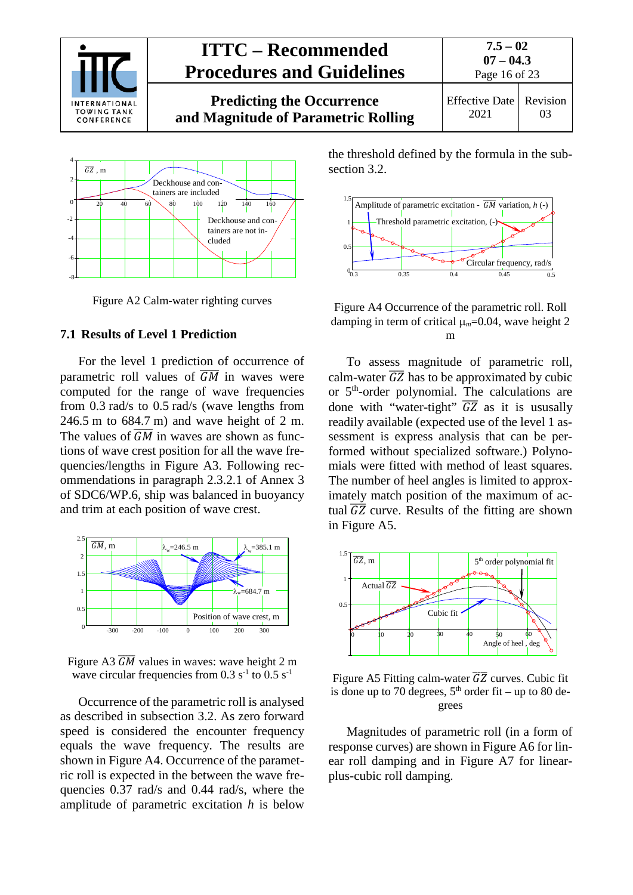Figure A2 Calm-water righting curves

## 7.1 Results of Level 1 Prediction

For the level 1 prediction of occurrence of parametric roll values of $\overline{GM}$ in waves were computed for the range of wave frequencies from 0.3 rad/s to 0.5 rad/s (wave lengths from 246.5 m to 684.7 m) and wave height of 2 m. The values of $\overline{GM}$ in waves are shown as functions of wave crest position for all the wave frequencies/lengths in Figure A3. Following recommendations in paragraph 2.3.2.1 of Annex 3 of SDC6/WP.6, ship was balanced in buoyancy and trim at each position of wave crest.

Figure A3 $\overline{GM}$ values in waves: wave height 2 m wave circular frequencies from 0.3 $s^{-1}$ to 0.5 $s^{-1}$

Occurrence of the parametric roll is analysed as described in subsection 3.2. As zero forward speed is considered the encounter frequency equals the wave frequency. The results are shown in Figure A4. Occurrence of the parametric roll is expected in the between the wave frequencies 0.37 rad/s and 0.44 rad/s, where the amplitude of parametric excitation $h$ is below the threshold defined by the formula in the subsection 3.2.

Figure A4 Occurrence of the parametric roll. Roll damping in term of critical $\mu_m$=0.04, wave height 2 m

To assess magnitude of parametric roll, calm-water $\overline{GZ}$ has to be approximated by cubic or 5[th]-order polynomial. The calculations are done with "water-tight" $\overline{GZ}$ as it is ususally readily available (expected use of the level 1 assessment is express analysis that can be performed without specialized software.) Polynomials were fitted with method of least squares. The number of heel angles is limited to approximately match position of the maximum of actual $\overline{GZ}$ curve. Results of the fitting are shown in Figure A5.

Figure A5 Fitting calm-water $\overline{GZ}$ curves. Cubic fit is done up to 70 degrees, 5[th] order fit – up to 80 degrees

Magnitudes of parametric roll (in a form of response curves) are shown in Figure A6 for linear roll damping and in Figure A7 for linear-plus-cubic roll damping.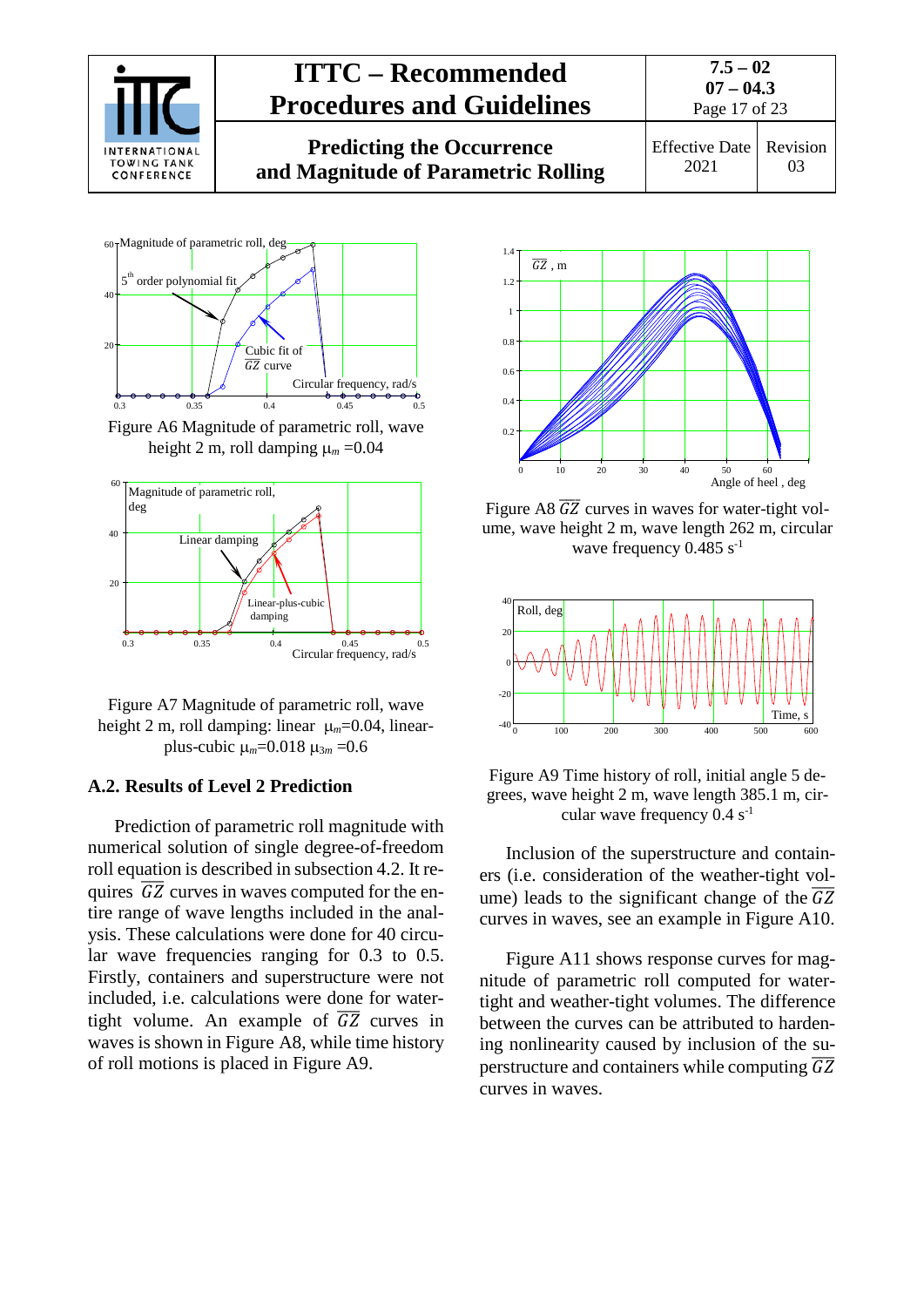Figure A6 Magnitude of parametric roll, wave height 2 m, roll damping $\mu_m$ =0.04

Figure A7 Magnitude of parametric roll, wave height 2 m, roll damping: linear $\mu_m$=0.04, linear-plus-cubic $\mu_m$=0.018 $\mu_{3m}$ =0.6

## A.2. Results of Level 2 Prediction

Prediction of parametric roll magnitude with numerical solution of single degree-of-freedom roll equation is described in subsection 4.2. It requires $\overline{GZ}$ curves in waves computed for the entire range of wave lengths included in the analysis. These calculations were done for 40 circular wave frequencies ranging for 0.3 to 0.5. Firstly, containers and superstructure were not included, i.e. calculations were done for water-tight volume. An example of $\overline{GZ}$ curves in waves is shown in Figure A8, while time history of roll motions is placed in Figure A9.

Figure A8 $\overline{GZ}$ curves in waves for water-tight volume, wave height 2 m, wave length 262 m, circular wave frequency 0.485 $s^{-1}$

Figure A9 Time history of roll, initial angle 5 degrees, wave height 2 m, wave length 385.1 m, circular wave frequency 0.4 $s^{-1}$

Inclusion of the superstructure and containers (i.e. consideration of the weather-tight volume) leads to the significant change of the $\overline{GZ}$ curves in waves, see an example in Figure A10.

Figure A11 shows response curves for magnitude of parametric roll computed for water-tight and weather-tight volumes. The difference between the curves can be attributed to hardening nonlinearity caused by inclusion of the superstructure and containers while computing $\overline{GZ}$ curves in waves.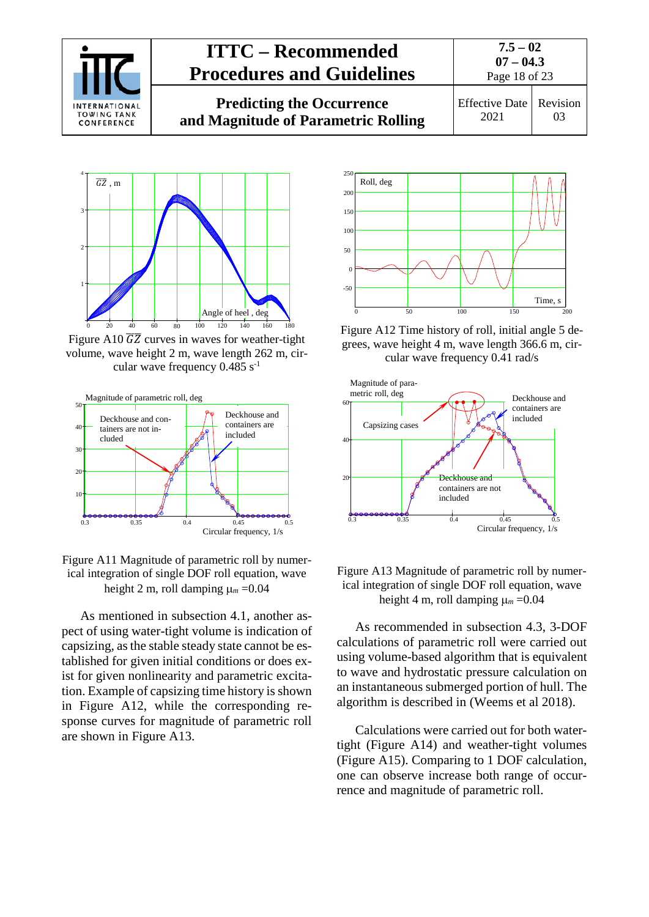Figure A10 $\overline{GZ}$ curves in waves for weather-tight volume, wave height 2 m, wave length 262 m, circular wave frequency 0.485 $s^{-1}$

Figure A11 Magnitude of parametric roll by numerical integration of single DOF roll equation, wave height 2 m, roll damping $\mu_m$ =0.04

As mentioned in subsection 4.1, another aspect of using water-tight volume is indication of capsizing, as the stable steady state cannot be established for given initial conditions or does exist for given nonlinearity and parametric excitation. Example of capsizing time history is shown in Figure A12, while the corresponding response curves for magnitude of parametric roll are shown in Figure A13.

Figure A12 Time history of roll, initial angle 5 degrees, wave height 4 m, wave length 366.6 m, circular wave frequency 0.41 rad/s

Figure A13 Magnitude of parametric roll by numerical integration of single DOF roll equation, wave height 4 m, roll damping $\mu_m$ =0.04

As recommended in subsection 4.3, 3-DOF calculations of parametric roll were carried out using volume-based algorithm that is equivalent to wave and hydrostatic pressure calculation on an instantaneous submerged portion of hull. The algorithm is described in (Weems et al 2018).

Calculations were carried out for both water-tight (Figure A14) and weather-tight volumes (Figure A15). Comparing to 1 DOF calculation, one can observe increase both range of occurrence and magnitude of parametric roll.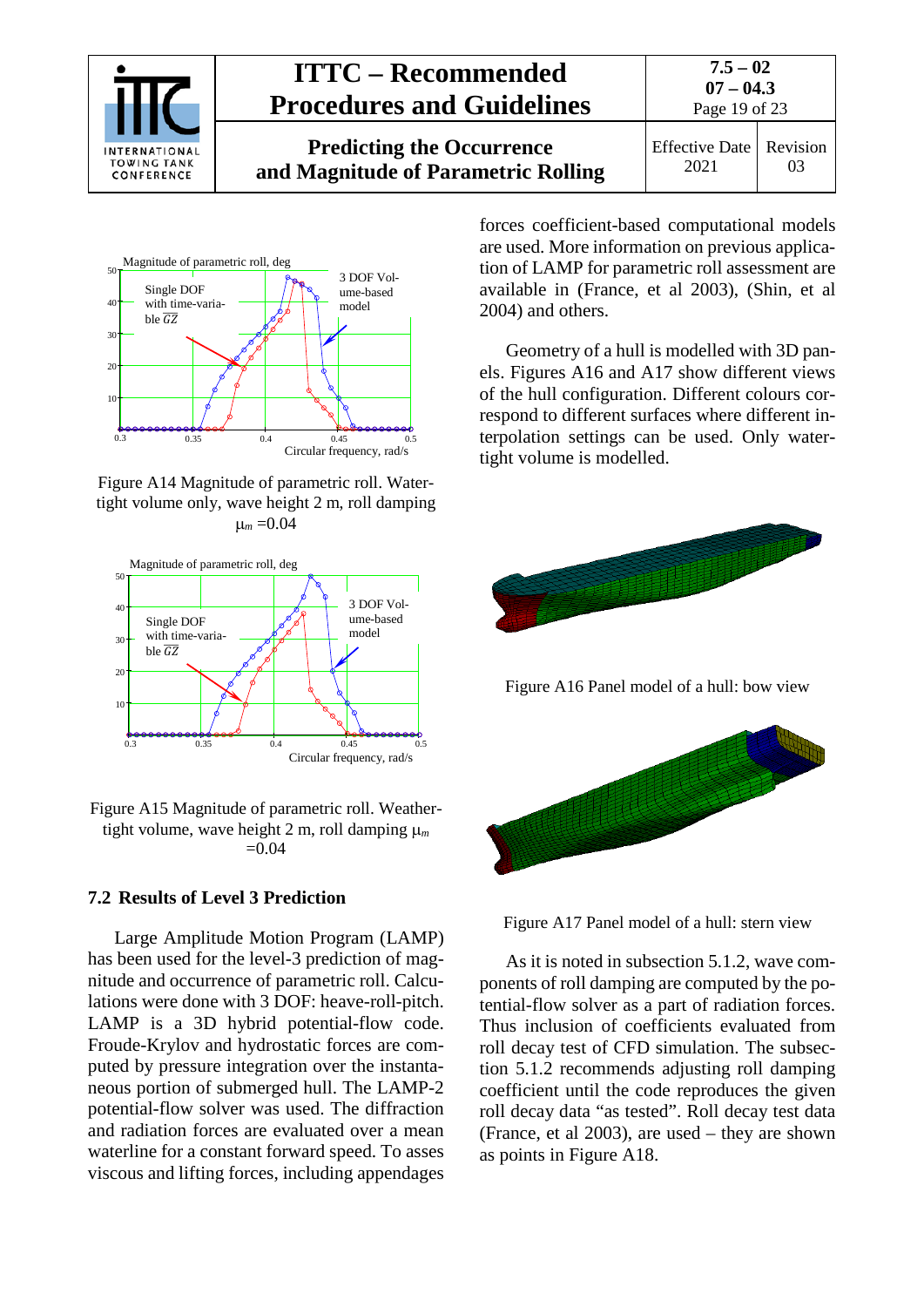Figure A14 Magnitude of parametric roll. Watertight volume only, wave height 2 m, roll damping $\mu_m$ =0.04

Figure A15 Magnitude of parametric roll. Weathertight volume, wave height 2 m, roll damping $\mu_m$ =0.04

## 7.2 Results of Level 3 Prediction

Large Amplitude Motion Program (LAMP) has been used for the level-3 prediction of magnitude and occurrence of parametric roll. Calculations were done with 3 DOF: heave-roll-pitch. LAMP is a 3D hybrid potential-flow code. Froude-Krylov and hydrostatic forces are computed by pressure integration over the instantaneous portion of submerged hull. The LAMP-2 potential-flow solver was used. The diffraction and radiation forces are evaluated over a mean waterline for a constant forward speed. To asses viscous and lifting forces, including appendages forces coefficient-based computational models are used. More information on previous application of LAMP for parametric roll assessment are available in (France, et al 2003), (Shin, et al 2004) and others.

Geometry of a hull is modelled with 3D panels. Figures A16 and A17 show different views of the hull configuration. Different colours correspond to different surfaces where different interpolation settings can be used. Only watertight volume is modelled.

Figure A16 Panel model of a hull: bow view

Figure A17 Panel model of a hull: stern view

As it is noted in subsection 5.1.2, wave components of roll damping are computed by the potential-flow solver as a part of radiation forces. Thus inclusion of coefficients evaluated from roll decay test of CFD simulation. The subsection 5.1.2 recommends adjusting roll damping coefficient until the code reproduces the given roll decay data "as tested". Roll decay test data (France, et al 2003), are used – they are shown as points in Figure A18.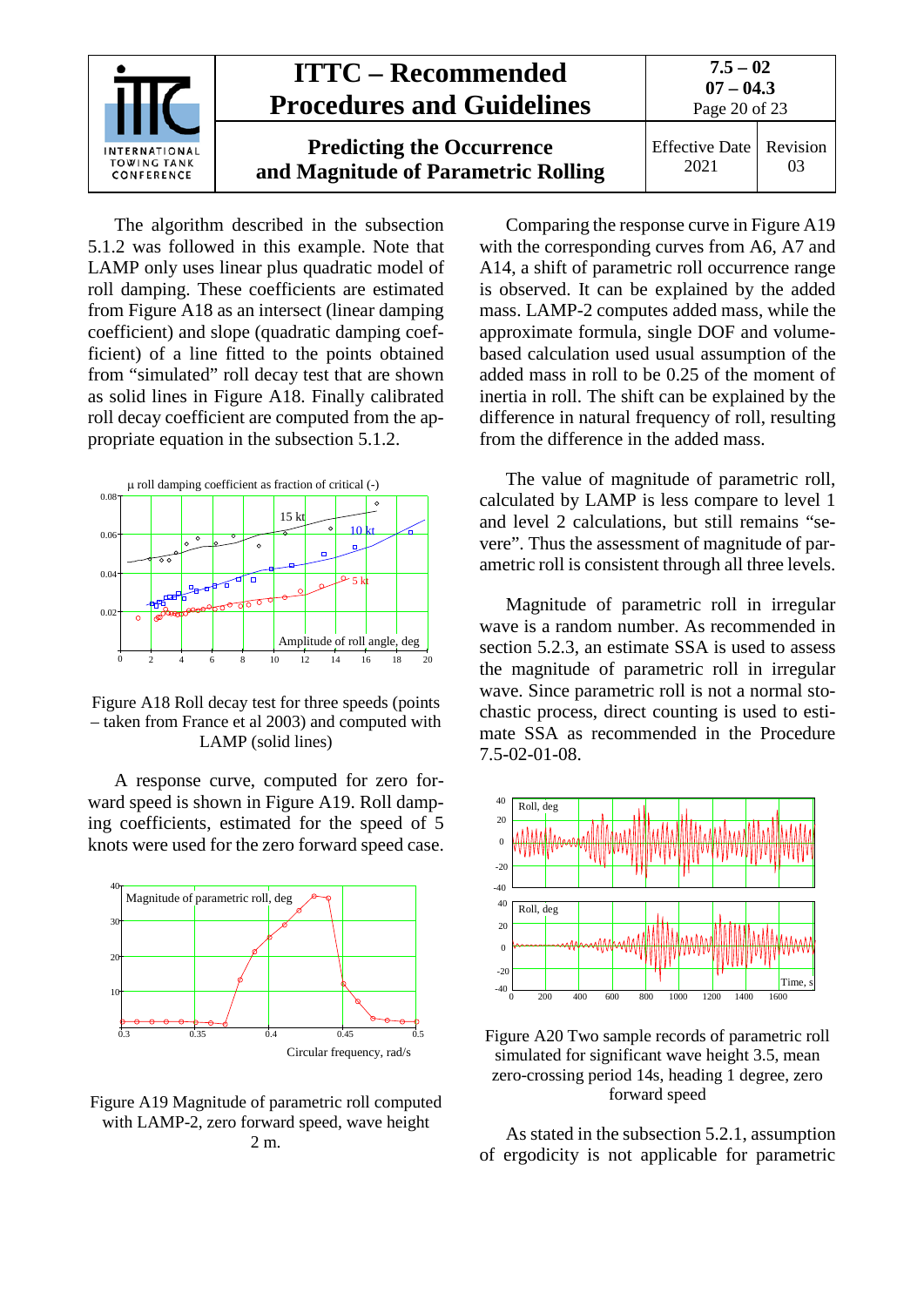The algorithm described in the subsection 5.1.2 was followed in this example. Note that LAMP only uses linear plus quadratic model of roll damping. These coefficients are estimated from Figure A18 as an intersect (linear damping coefficient) and slope (quadratic damping coefficient) of a line fitted to the points obtained from "simulated" roll decay test that are shown as solid lines in Figure A18. Finally calibrated roll decay coefficient are computed from the appropriate equation in the subsection 5.1.2.

Figure A18 Roll decay test for three speeds (points – taken from France et al 2003) and computed with LAMP (solid lines)

A response curve, computed for zero forward speed is shown in Figure A19. Roll damping coefficients, estimated for the speed of 5 knots were used for the zero forward speed case.

Figure A19 Magnitude of parametric roll computed with LAMP-2, zero forward speed, wave height 2 m.

Comparing the response curve in Figure A19 with the corresponding curves from A6, A7 and A14, a shift of parametric roll occurrence range is observed. It can be explained by the added mass. LAMP-2 computes added mass, while the approximate formula, single DOF and volume-based calculation used usual assumption of the added mass in roll to be 0.25 of the moment of inertia in roll. The shift can be explained by the difference in natural frequency of roll, resulting from the difference in the added mass.

The value of magnitude of parametric roll, calculated by LAMP is less compare to level 1 and level 2 calculations, but still remains "severe". Thus the assessment of magnitude of parametric roll is consistent through all three levels.

Magnitude of parametric roll in irregular wave is a random number. As recommended in section 5.2.3, an estimate SSA is used to assess the magnitude of parametric roll in irregular wave. Since parametric roll is not a normal stochastic process, direct counting is used to estimate SSA as recommended in the Procedure 7.5-02-01-08.

Figure A20 Two sample records of parametric roll simulated for significant wave height 3.5, mean zero-crossing period 14s, heading 1 degree, zero forward speed

As stated in the subsection 5.2.1, assumption of ergodicity is not applicable for parametric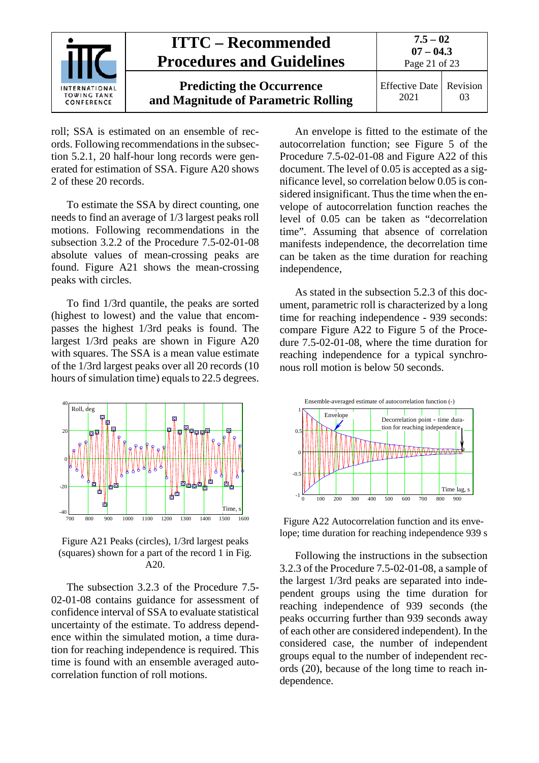roll; SSA is estimated on an ensemble of records. Following recommendations in the subsection 5.2.1, 20 half-hour long records were generated for estimation of SSA. Figure A20 shows 2 of these 20 records.

To estimate the SSA by direct counting, one needs to find an average of 1/3 largest peaks roll motions. Following recommendations in the subsection 3.2.2 of the Procedure 7.5-02-01-08 absolute values of mean-crossing peaks are found. Figure A21 shows the mean-crossing peaks with circles.

To find 1/3rd quantile, the peaks are sorted (highest to lowest) and the value that encompasses the highest 1/3rd peaks is found. The largest 1/3rd peaks are shown in Figure A20 with squares. The SSA is a mean value estimate of the 1/3rd largest peaks over all 20 records (10 hours of simulation time) equals to 22.5 degrees.

Figure A21 Peaks (circles), 1/3rd largest peaks (squares) shown for a part of the record 1 in Fig. A20.

The subsection 3.2.3 of the Procedure 7.5-02-01-08 contains guidance for assessment of confidence interval of SSA to evaluate statistical uncertainty of the estimate. To address dependence within the simulated motion, a time duration for reaching independence is required. This time is found with an ensemble averaged autocorrelation function of roll motions.

An envelope is fitted to the estimate of the autocorrelation function; see Figure 5 of the Procedure 7.5-02-01-08 and Figure A22 of this document. The level of 0.05 is accepted as a significance level, so correlation below 0.05 is considered insignificant. Thus the time when the envelope of autocorrelation function reaches the level of 0.05 can be taken as "decorrelation time". Assuming that absence of correlation manifests independence, the decorrelation time can be taken as the time duration for reaching independence,

As stated in the subsection 5.2.3 of this document, parametric roll is characterized by a long time for reaching independence - 939 seconds: compare Figure A22 to Figure 5 of the Procedure 7.5-02-01-08, where the time duration for reaching independence for a typical synchronous roll motion is below 50 seconds.

Figure A22 Autocorrelation function and its envelope; time duration for reaching independence 939 s

Following the instructions in the subsection 3.2.3 of the Procedure 7.5-02-01-08, a sample of the largest 1/3rd peaks are separated into independent groups using the time duration for reaching independence of 939 seconds (the peaks occurring further than 939 seconds away of each other are considered independent). In the considered case, the number of independent groups equal to the number of independent records (20), because of the long time to reach independence.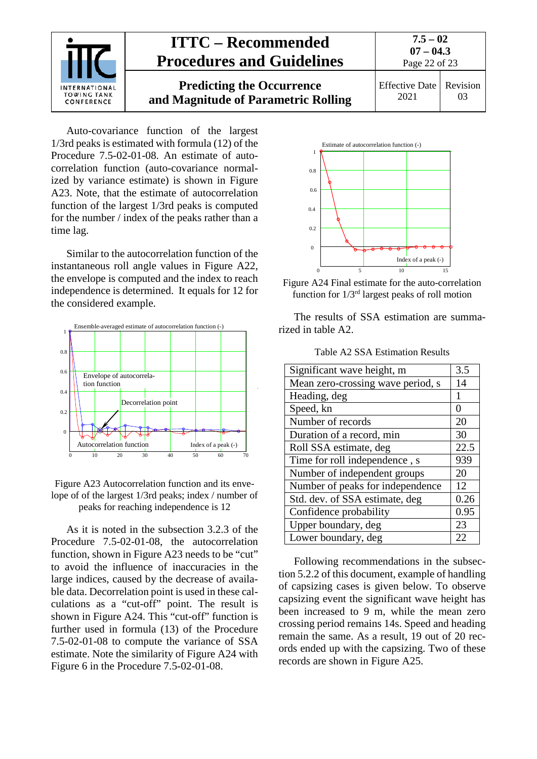Auto-covariance function of the largest 1/3rd peaks is estimated with formula (12) of the Procedure 7.5-02-01-08. An estimate of auto-correlation function (auto-covariance normalized by variance estimate) is shown in Figure A23. Note, that the estimate of autocorrelation function of the largest 1/3rd peaks is computed for the number / index of the peaks rather than a time lag.

Similar to the autocorrelation function of the instantaneous roll angle values in Figure A22, the envelope is computed and the index to reach independence is determined. It equals for 12 for the considered example.

Figure A23 Autocorrelation function and its envelope of of the largest 1/3rd peaks; index / number of peaks for reaching independence is 12

As it is noted in the subsection 3.2.3 of the Procedure 7.5-02-01-08, the autocorrelation function, shown in Figure A23 needs to be "cut" to avoid the influence of inaccuracies in the large indices, caused by the decrease of available data. Decorrelation point is used in these calculations as a "cut-off" point. The result is shown in Figure A24. This "cut-off" function is further used in formula (13) of the Procedure 7.5-02-01-08 to compute the variance of SSA estimate. Note the similarity of Figure A24 with Figure 6 in the Procedure 7.5-02-01-08.

Figure A24 Final estimate for the auto-correlation function for 1/3rd largest peaks of roll motion

The results of SSA estimation are summarized in table A2.

Table A2 SSA Estimation Results

| Parameter | Value |
|---|---|
| Significant wave height, m | 3.5 |
| Mean zero-crossing wave period, s | 14 |
| Heading, deg | 1 |
| Speed, kn | 0 |
| Number of records | 20 |
| Duration of a record, min | 30 |
| Roll SSA estimate, deg | 22.5 |
| Time for roll independence , s | 939 |
| Number of independent groups | 20 |
| Number of peaks for independence | 12 |
| Std. dev. of SSA estimate, deg | 0.26 |
| Confidence probability | 0.95 |
| Upper boundary, deg | 23 |
| Lower boundary, deg | 22 |

Following recommendations in the subsection 5.2.2 of this document, example of handling of capsizing cases is given below. To observe capsizing event the significant wave height has been increased to 9 m, while the mean zero crossing period remains 14s. Speed and heading remain the same. As a result, 19 out of 20 records ended up with the capsizing. Two of these records are shown in Figure A25.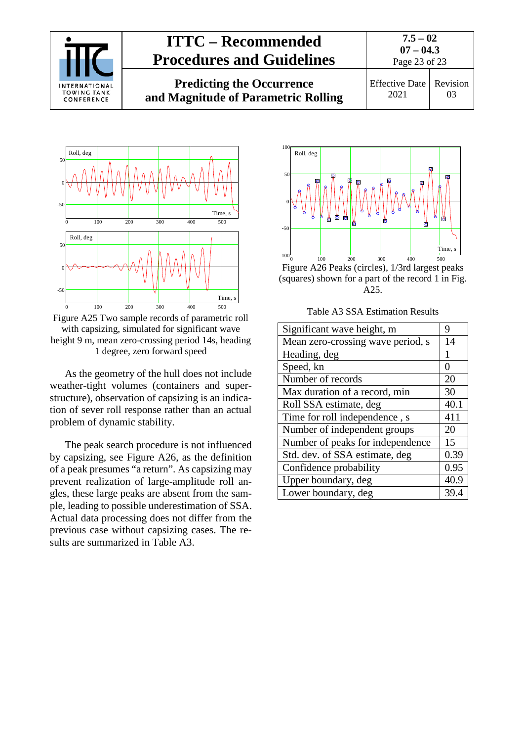Roll, deg

50

0

-50

Time, s

0 100 200 300 400 500

Roll, deg

50

0

-50

Time, s

0 100 200 300 400 500

Figure A25 Two sample records of parametric roll with capsizing, simulated for significant wave height 9 m, mean zero-crossing period 14s, heading 1 degree, zero forward speed

As the geometry of the hull does not include weather-tight volumes (containers and superstructure), observation of capsizing is an indication of sever roll response rather than an actual problem of dynamic stability.

The peak search procedure is not influenced by capsizing, see Figure A26, as the definition of a peak presumes "a return". As capsizing may prevent realization of large-amplitude roll angles, these large peaks are absent from the sample, leading to possible underestimation of SSA. Actual data processing does not differ from the previous case without capsizing cases. The results are summarized in Table A3.

Roll, deg

100

50

0

-50

-100

Time, s

0 100 200 300 400 500

Figure A26 Peaks (circles), 1/3rd largest peaks (squares) shown for a part of the record 1 in Fig. A25.

Table A3 SSA Estimation Results

| | |
|---|---|
| Significant wave height, m | 9 |
| Mean zero-crossing wave period, s | 14 |
| Heading, deg | 1 |
| Speed, kn | 0 |
| Number of records | 20 |
| Max duration of a record, min | 30 |
| Roll SSA estimate, deg | 40.1 |
| Time for roll independence , s | 411 |
| Number of independent groups | 20 |
| Number of peaks for independence | 15 |
| Std. dev. of SSA estimate, deg | 0.39 |
| Confidence probability | 0.95 |
| Upper boundary, deg | 40.9 |
| Lower boundary, deg | 39.4 |